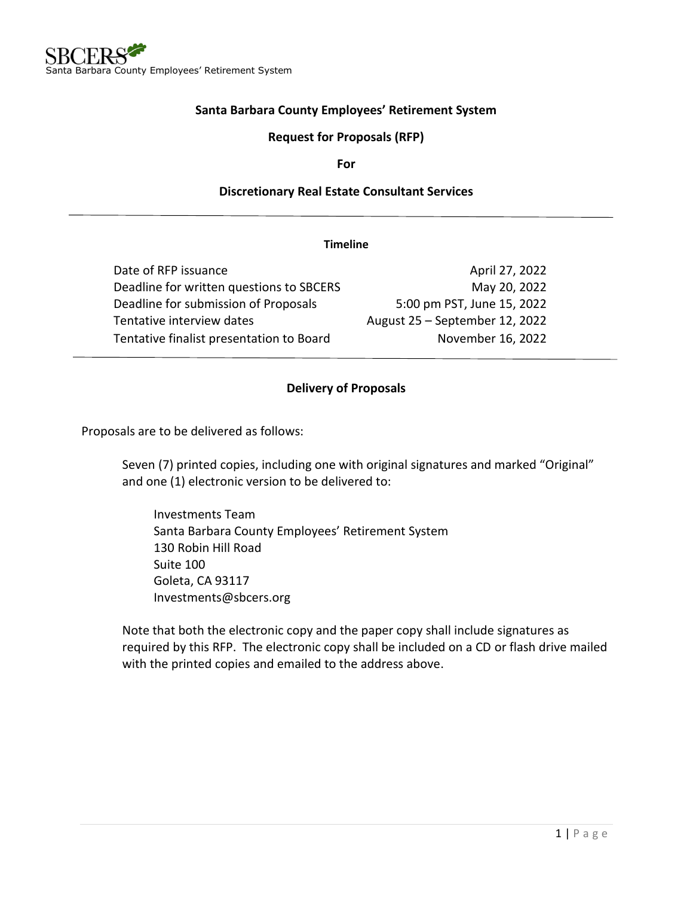SBCERS
Santa Barbara County Employees' Retirement System

# Santa Barbara County Employees' Retirement System

## Request for Proposals (RFP)

## For

## Discretionary Real Estate Consultant Services

---

**Timeline**

| | |
|---|---|
| Date of RFP issuance | April 27, 2022 |
| Deadline for written questions to SBCERS | May 20, 2022 |
| Deadline for submission of Proposals | 5:00 pm PST, June 15, 2022 |
| Tentative interview dates | August 25 – September 12, 2022 |
| Tentative finalist presentation to Board | November 16, 2022 |

---

**Delivery of Proposals**

Proposals are to be delivered as follows:

Seven (7) printed copies, including one with original signatures and marked "Original" and one (1) electronic version to be delivered to:

Investments Team
Santa Barbara County Employees' Retirement System
130 Robin Hill Road
Suite 100
Goleta, CA 93117
Investments@sbcers.org

Note that both the electronic copy and the paper copy shall include signatures as required by this RFP. The electronic copy shall be included on a CD or flash drive mailed with the printed copies and emailed to the address above.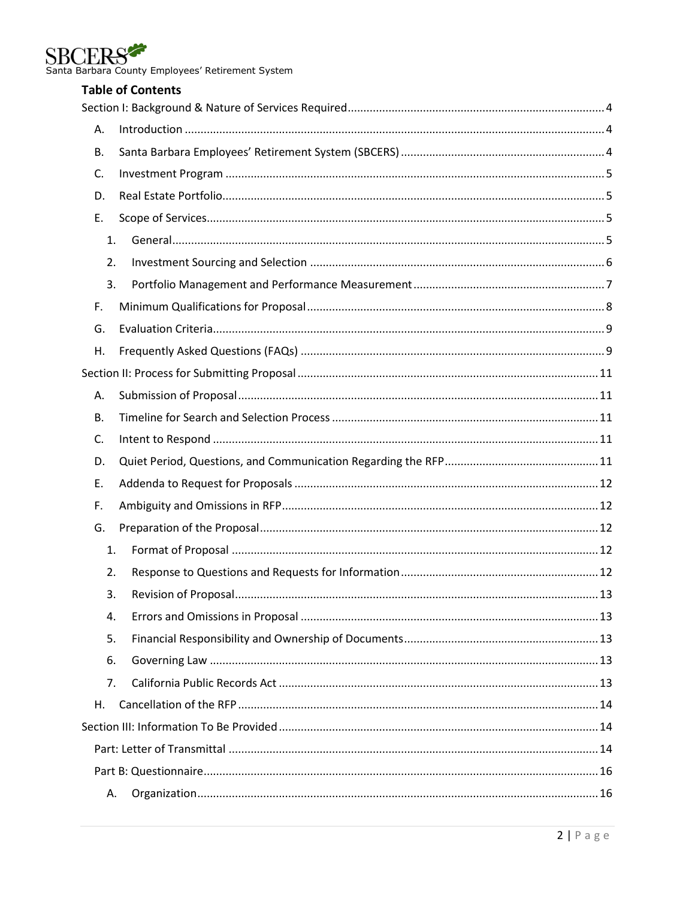## Table of Contents

Section I: Background & Nature of Services Required .......... 4

- A. Introduction .......... 4
- B. Santa Barbara Employees' Retirement System (SBCERS) .......... 4
- C. Investment Program .......... 5
- D. Real Estate Portfolio .......... 5
- E. Scope of Services .......... 5
  1. General .......... 5
  2. Investment Sourcing and Selection .......... 6
  3. Portfolio Management and Performance Measurement .......... 7
- F. Minimum Qualifications for Proposal .......... 8
- G. Evaluation Criteria .......... 9
- H. Frequently Asked Questions (FAQs) .......... 9

Section II: Process for Submitting Proposal .......... 11

- A. Submission of Proposal .......... 11
- B. Timeline for Search and Selection Process .......... 11
- C. Intent to Respond .......... 11
- D. Quiet Period, Questions, and Communication Regarding the RFP .......... 11
- E. Addenda to Request for Proposals .......... 12
- F. Ambiguity and Omissions in RFP .......... 12
- G. Preparation of the Proposal .......... 12
  1. Format of Proposal .......... 12
  2. Response to Questions and Requests for Information .......... 12
  3. Revision of Proposal .......... 13
  4. Errors and Omissions in Proposal .......... 13
  5. Financial Responsibility and Ownership of Documents .......... 13
  6. Governing Law .......... 13
  7. California Public Records Act .......... 13
- H. Cancellation of the RFP .......... 14

Section III: Information To Be Provided .......... 14

- Part: Letter of Transmittal .......... 14
- Part B: Questionnaire .......... 16
  - A. Organization .......... 16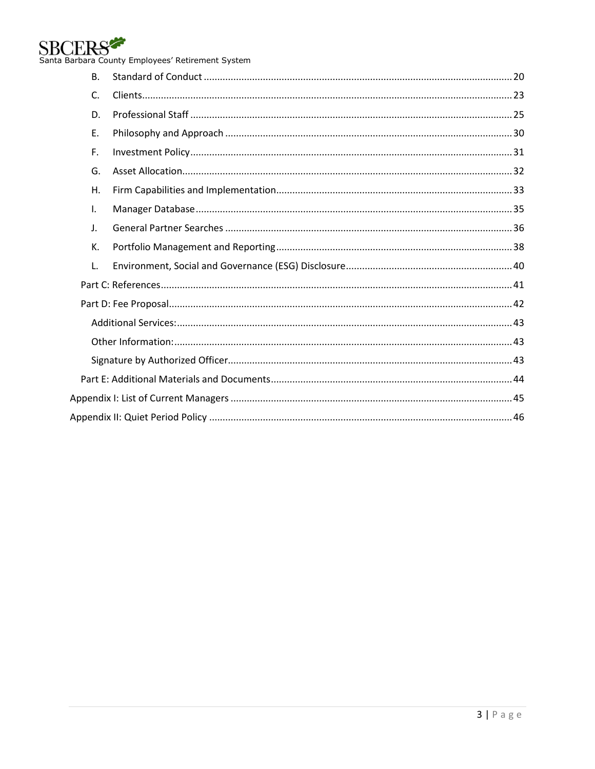- B. Standard of Conduct ............ 20
- C. Clients ............ 23
- D. Professional Staff ............ 25
- E. Philosophy and Approach ............ 30
- F. Investment Policy ............ 31
- G. Asset Allocation ............ 32
- H. Firm Capabilities and Implementation ............ 33
- I. Manager Database ............ 35
- J. General Partner Searches ............ 36
- K. Portfolio Management and Reporting ............ 38
- L. Environment, Social and Governance (ESG) Disclosure ............ 40

Part C: References ............ 41

Part D: Fee Proposal ............ 42

- Additional Services: ............ 43
- Other Information: ............ 43
- Signature by Authorized Officer ............ 43

Part E: Additional Materials and Documents ............ 44

Appendix I: List of Current Managers ............ 45

Appendix II: Quiet Period Policy ............ 46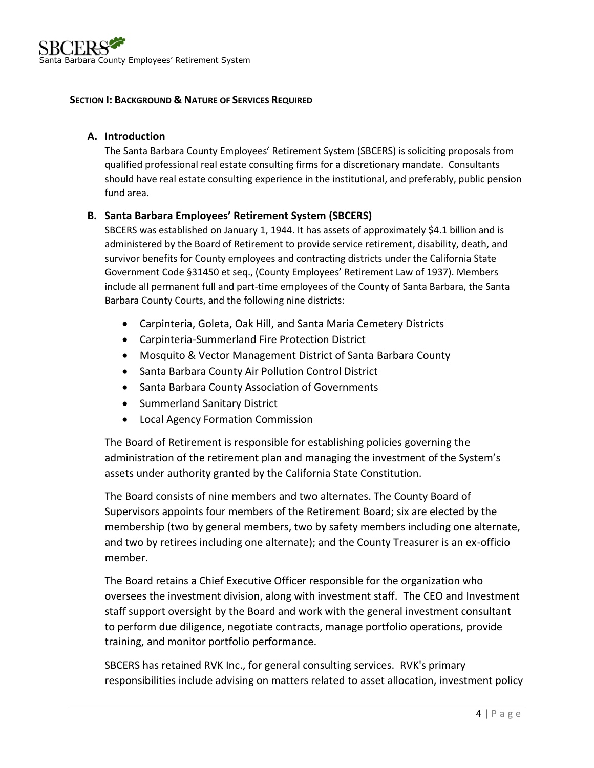## SECTION I: BACKGROUND & NATURE OF SERVICES REQUIRED

### A. Introduction

The Santa Barbara County Employees' Retirement System (SBCERS) is soliciting proposals from qualified professional real estate consulting firms for a discretionary mandate. Consultants should have real estate consulting experience in the institutional, and preferably, public pension fund area.

### B. Santa Barbara Employees' Retirement System (SBCERS)

SBCERS was established on January 1, 1944. It has assets of approximately $4.1 billion and is administered by the Board of Retirement to provide service retirement, disability, death, and survivor benefits for County employees and contracting districts under the California State Government Code §31450 et seq., (County Employees' Retirement Law of 1937). Members include all permanent full and part-time employees of the County of Santa Barbara, the Santa Barbara County Courts, and the following nine districts:

- Carpinteria, Goleta, Oak Hill, and Santa Maria Cemetery Districts
- Carpinteria-Summerland Fire Protection District
- Mosquito & Vector Management District of Santa Barbara County
- Santa Barbara County Air Pollution Control District
- Santa Barbara County Association of Governments
- Summerland Sanitary District
- Local Agency Formation Commission

The Board of Retirement is responsible for establishing policies governing the administration of the retirement plan and managing the investment of the System's assets under authority granted by the California State Constitution.

The Board consists of nine members and two alternates. The County Board of Supervisors appoints four members of the Retirement Board; six are elected by the membership (two by general members, two by safety members including one alternate, and two by retirees including one alternate); and the County Treasurer is an ex-officio member.

The Board retains a Chief Executive Officer responsible for the organization who oversees the investment division, along with investment staff. The CEO and Investment staff support oversight by the Board and work with the general investment consultant to perform due diligence, negotiate contracts, manage portfolio operations, provide training, and monitor portfolio performance.

SBCERS has retained RVK Inc., for general consulting services. RVK's primary responsibilities include advising on matters related to asset allocation, investment policy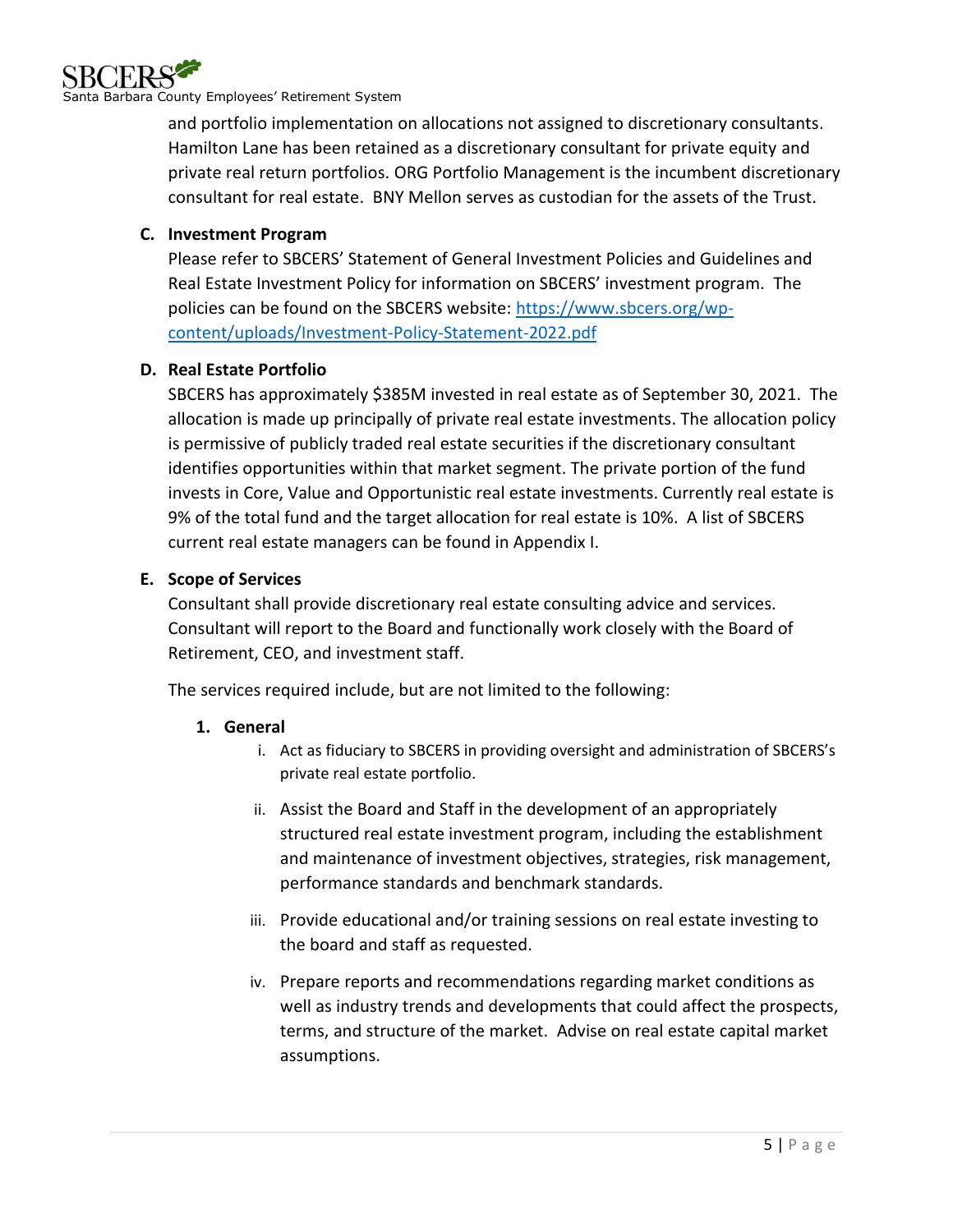and portfolio implementation on allocations not assigned to discretionary consultants. Hamilton Lane has been retained as a discretionary consultant for private equity and private real return portfolios. ORG Portfolio Management is the incumbent discretionary consultant for real estate. BNY Mellon serves as custodian for the assets of the Trust.

### C. Investment Program

Please refer to SBCERS' Statement of General Investment Policies and Guidelines and Real Estate Investment Policy for information on SBCERS' investment program. The policies can be found on the SBCERS website: [https://www.sbcers.org/wp-content/uploads/Investment-Policy-Statement-2022.pdf](https://www.sbcers.org/wp-content/uploads/Investment-Policy-Statement-2022.pdf)

### D. Real Estate Portfolio

SBCERS has approximately $385M invested in real estate as of September 30, 2021. The allocation is made up principally of private real estate investments. The allocation policy is permissive of publicly traded real estate securities if the discretionary consultant identifies opportunities within that market segment. The private portion of the fund invests in Core, Value and Opportunistic real estate investments. Currently real estate is 9% of the total fund and the target allocation for real estate is 10%. A list of SBCERS current real estate managers can be found in Appendix I.

### E. Scope of Services

Consultant shall provide discretionary real estate consulting advice and services. Consultant will report to the Board and functionally work closely with the Board of Retirement, CEO, and investment staff.

The services required include, but are not limited to the following:

#### 1. General

i. Act as fiduciary to SBCERS in providing oversight and administration of SBCERS's private real estate portfolio.

ii. Assist the Board and Staff in the development of an appropriately structured real estate investment program, including the establishment and maintenance of investment objectives, strategies, risk management, performance standards and benchmark standards.

iii. Provide educational and/or training sessions on real estate investing to the board and staff as requested.

iv. Prepare reports and recommendations regarding market conditions as well as industry trends and developments that could affect the prospects, terms, and structure of the market. Advise on real estate capital market assumptions.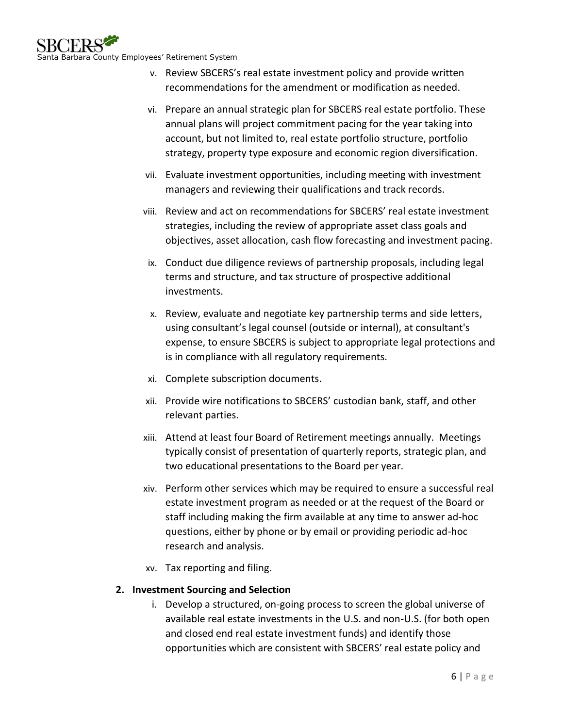v. Review SBCERS's real estate investment policy and provide written recommendations for the amendment or modification as needed.

vi. Prepare an annual strategic plan for SBCERS real estate portfolio. These annual plans will project commitment pacing for the year taking into account, but not limited to, real estate portfolio structure, portfolio strategy, property type exposure and economic region diversification.

vii. Evaluate investment opportunities, including meeting with investment managers and reviewing their qualifications and track records.

viii. Review and act on recommendations for SBCERS' real estate investment strategies, including the review of appropriate asset class goals and objectives, asset allocation, cash flow forecasting and investment pacing.

ix. Conduct due diligence reviews of partnership proposals, including legal terms and structure, and tax structure of prospective additional investments.

x. Review, evaluate and negotiate key partnership terms and side letters, using consultant's legal counsel (outside or internal), at consultant's expense, to ensure SBCERS is subject to appropriate legal protections and is in compliance with all regulatory requirements.

xi. Complete subscription documents.

xii. Provide wire notifications to SBCERS' custodian bank, staff, and other relevant parties.

xiii. Attend at least four Board of Retirement meetings annually. Meetings typically consist of presentation of quarterly reports, strategic plan, and two educational presentations to the Board per year.

xiv. Perform other services which may be required to ensure a successful real estate investment program as needed or at the request of the Board or staff including making the firm available at any time to answer ad-hoc questions, either by phone or by email or providing periodic ad-hoc research and analysis.

xv. Tax reporting and filing.

**2. Investment Sourcing and Selection**

i. Develop a structured, on-going process to screen the global universe of available real estate investments in the U.S. and non-U.S. (for both open and closed end real estate investment funds) and identify those opportunities which are consistent with SBCERS' real estate policy and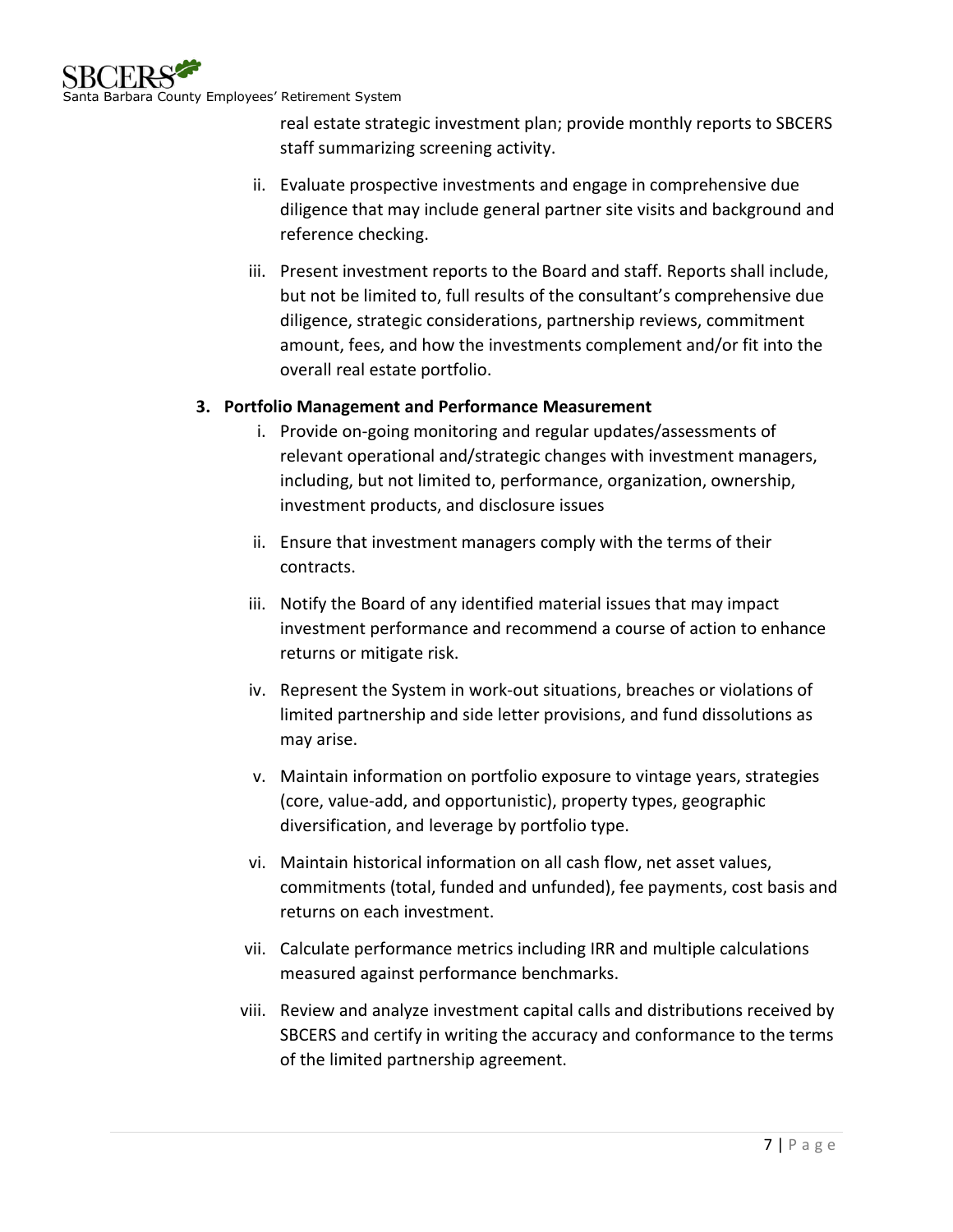real estate strategic investment plan; provide monthly reports to SBCERS staff summarizing screening activity.

ii. Evaluate prospective investments and engage in comprehensive due diligence that may include general partner site visits and background and reference checking.

iii. Present investment reports to the Board and staff. Reports shall include, but not be limited to, full results of the consultant's comprehensive due diligence, strategic considerations, partnership reviews, commitment amount, fees, and how the investments complement and/or fit into the overall real estate portfolio.

**3. Portfolio Management and Performance Measurement**

i. Provide on-going monitoring and regular updates/assessments of relevant operational and/strategic changes with investment managers, including, but not limited to, performance, organization, ownership, investment products, and disclosure issues

ii. Ensure that investment managers comply with the terms of their contracts.

iii. Notify the Board of any identified material issues that may impact investment performance and recommend a course of action to enhance returns or mitigate risk.

iv. Represent the System in work-out situations, breaches or violations of limited partnership and side letter provisions, and fund dissolutions as may arise.

v. Maintain information on portfolio exposure to vintage years, strategies (core, value-add, and opportunistic), property types, geographic diversification, and leverage by portfolio type.

vi. Maintain historical information on all cash flow, net asset values, commitments (total, funded and unfunded), fee payments, cost basis and returns on each investment.

vii. Calculate performance metrics including IRR and multiple calculations measured against performance benchmarks.

viii. Review and analyze investment capital calls and distributions received by SBCERS and certify in writing the accuracy and conformance to the terms of the limited partnership agreement.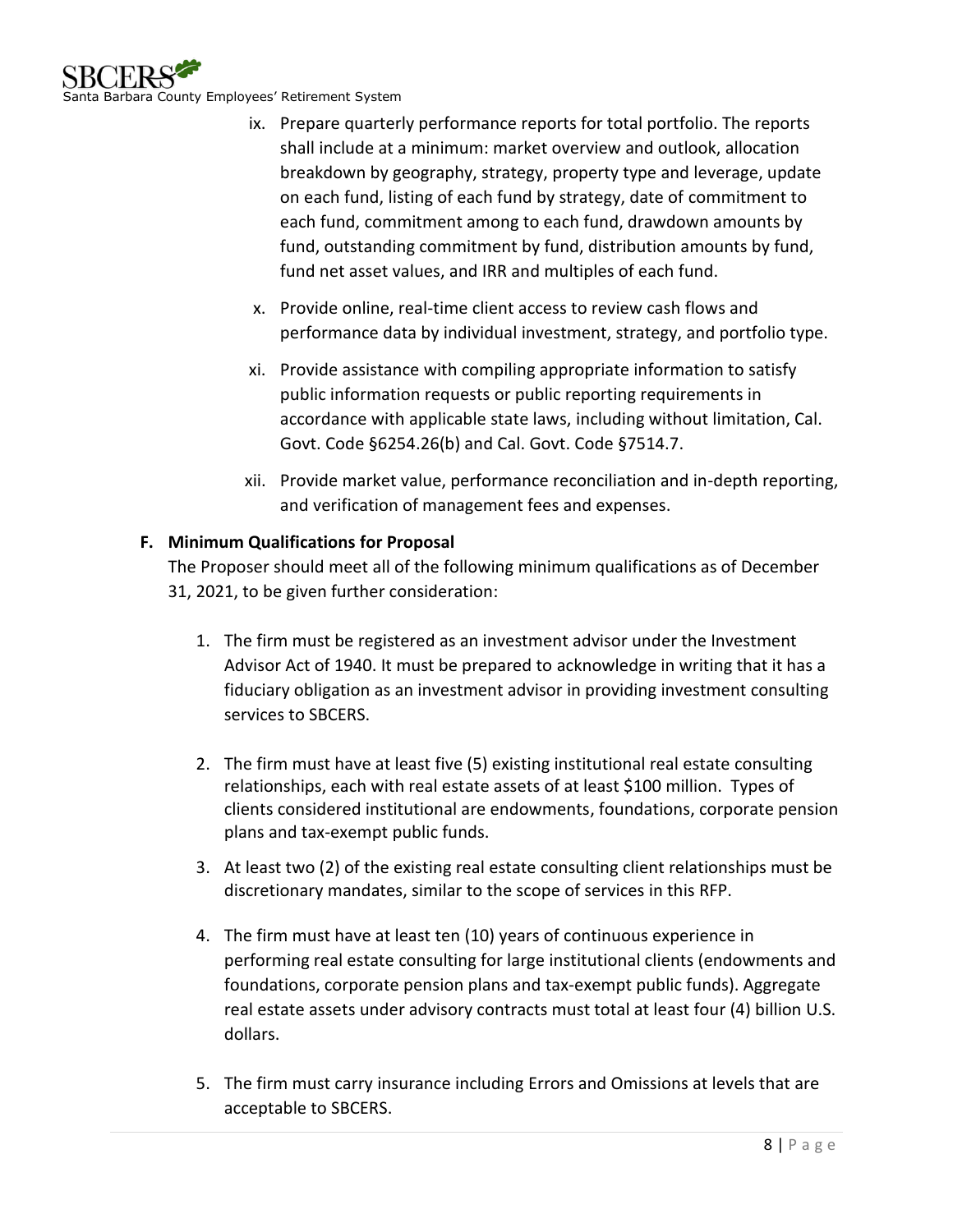ix. Prepare quarterly performance reports for total portfolio. The reports shall include at a minimum: market overview and outlook, allocation breakdown by geography, strategy, property type and leverage, update on each fund, listing of each fund by strategy, date of commitment to each fund, commitment among to each fund, drawdown amounts by fund, outstanding commitment by fund, distribution amounts by fund, fund net asset values, and IRR and multiples of each fund.

x. Provide online, real-time client access to review cash flows and performance data by individual investment, strategy, and portfolio type.

xi. Provide assistance with compiling appropriate information to satisfy public information requests or public reporting requirements in accordance with applicable state laws, including without limitation, Cal. Govt. Code §6254.26(b) and Cal. Govt. Code §7514.7.

xii. Provide market value, performance reconciliation and in-depth reporting, and verification of management fees and expenses.

**F. Minimum Qualifications for Proposal**

The Proposer should meet all of the following minimum qualifications as of December 31, 2021, to be given further consideration:

1. The firm must be registered as an investment advisor under the Investment Advisor Act of 1940. It must be prepared to acknowledge in writing that it has a fiduciary obligation as an investment advisor in providing investment consulting services to SBCERS.

2. The firm must have at least five (5) existing institutional real estate consulting relationships, each with real estate assets of at least $100 million. Types of clients considered institutional are endowments, foundations, corporate pension plans and tax-exempt public funds.

3. At least two (2) of the existing real estate consulting client relationships must be discretionary mandates, similar to the scope of services in this RFP.

4. The firm must have at least ten (10) years of continuous experience in performing real estate consulting for large institutional clients (endowments and foundations, corporate pension plans and tax-exempt public funds). Aggregate real estate assets under advisory contracts must total at least four (4) billion U.S. dollars.

5. The firm must carry insurance including Errors and Omissions at levels that are acceptable to SBCERS.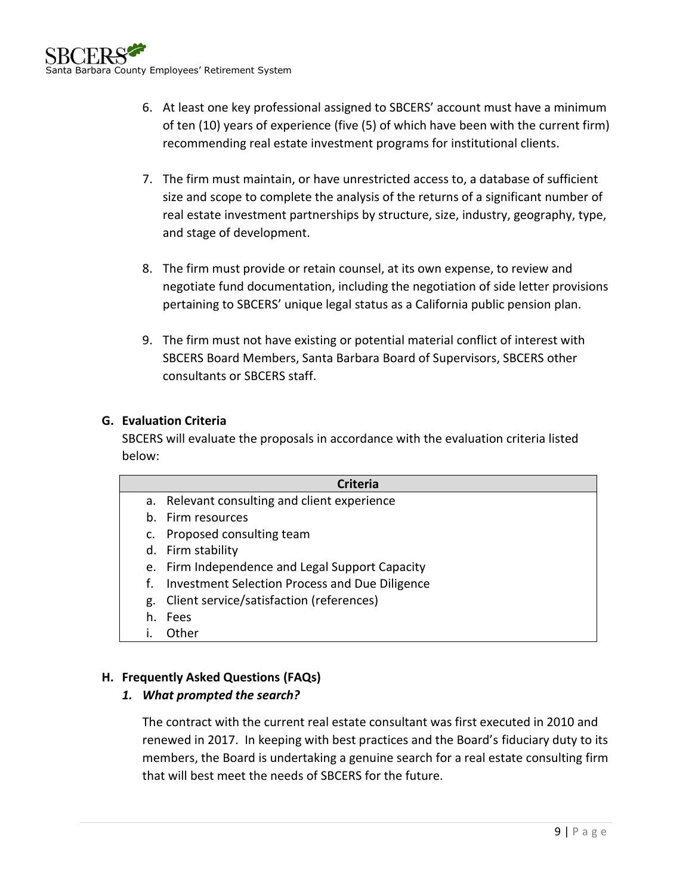6. At least one key professional assigned to SBCERS' account must have a minimum of ten (10) years of experience (five (5) of which have been with the current firm) recommending real estate investment programs for institutional clients.

7. The firm must maintain, or have unrestricted access to, a database of sufficient size and scope to complete the analysis of the returns of a significant number of real estate investment partnerships by structure, size, industry, geography, type, and stage of development.

8. The firm must provide or retain counsel, at its own expense, to review and negotiate fund documentation, including the negotiation of side letter provisions pertaining to SBCERS' unique legal status as a California public pension plan.

9. The firm must not have existing or potential material conflict of interest with SBCERS Board Members, Santa Barbara Board of Supervisors, SBCERS other consultants or SBCERS staff.

### G. Evaluation Criteria

SBCERS will evaluate the proposals in accordance with the evaluation criteria listed below:

| Criteria |
| --- |
| a. Relevant consulting and client experience |
| b. Firm resources |
| c. Proposed consulting team |
| d. Firm stability |
| e. Firm Independence and Legal Support Capacity |
| f. Investment Selection Process and Due Diligence |
| g. Client service/satisfaction (references) |
| h. Fees |
| i. Other |

### H. Frequently Asked Questions (FAQs)

#### *1. What prompted the search?*

The contract with the current real estate consultant was first executed in 2010 and renewed in 2017. In keeping with best practices and the Board's fiduciary duty to its members, the Board is undertaking a genuine search for a real estate consulting firm that will best meet the needs of SBCERS for the future.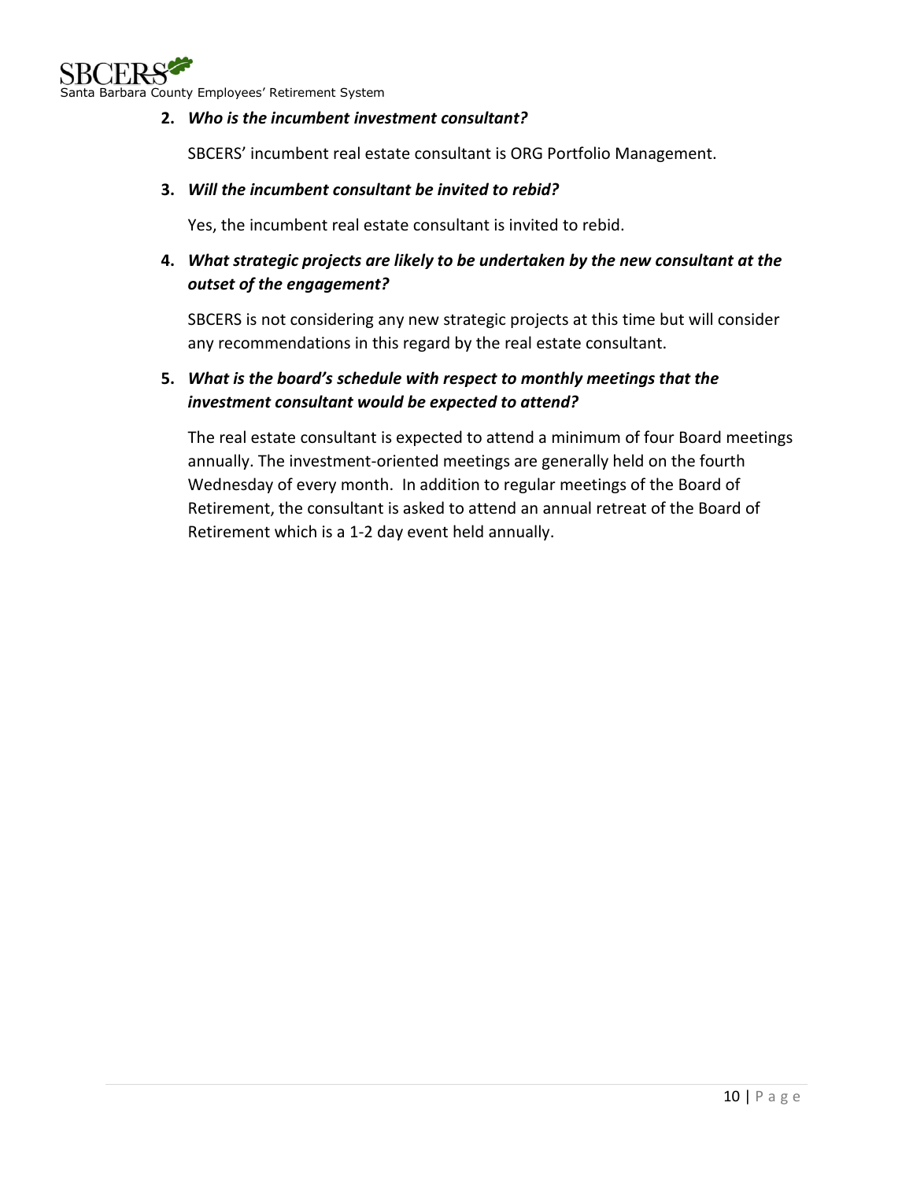2. ***Who is the incumbent investment consultant?***

   SBCERS' incumbent real estate consultant is ORG Portfolio Management.

3. ***Will the incumbent consultant be invited to rebid?***

   Yes, the incumbent real estate consultant is invited to rebid.

4. ***What strategic projects are likely to be undertaken by the new consultant at the outset of the engagement?***

   SBCERS is not considering any new strategic projects at this time but will consider any recommendations in this regard by the real estate consultant.

5. ***What is the board's schedule with respect to monthly meetings that the investment consultant would be expected to attend?***

   The real estate consultant is expected to attend a minimum of four Board meetings annually. The investment-oriented meetings are generally held on the fourth Wednesday of every month. In addition to regular meetings of the Board of Retirement, the consultant is asked to attend an annual retreat of the Board of Retirement which is a 1-2 day event held annually.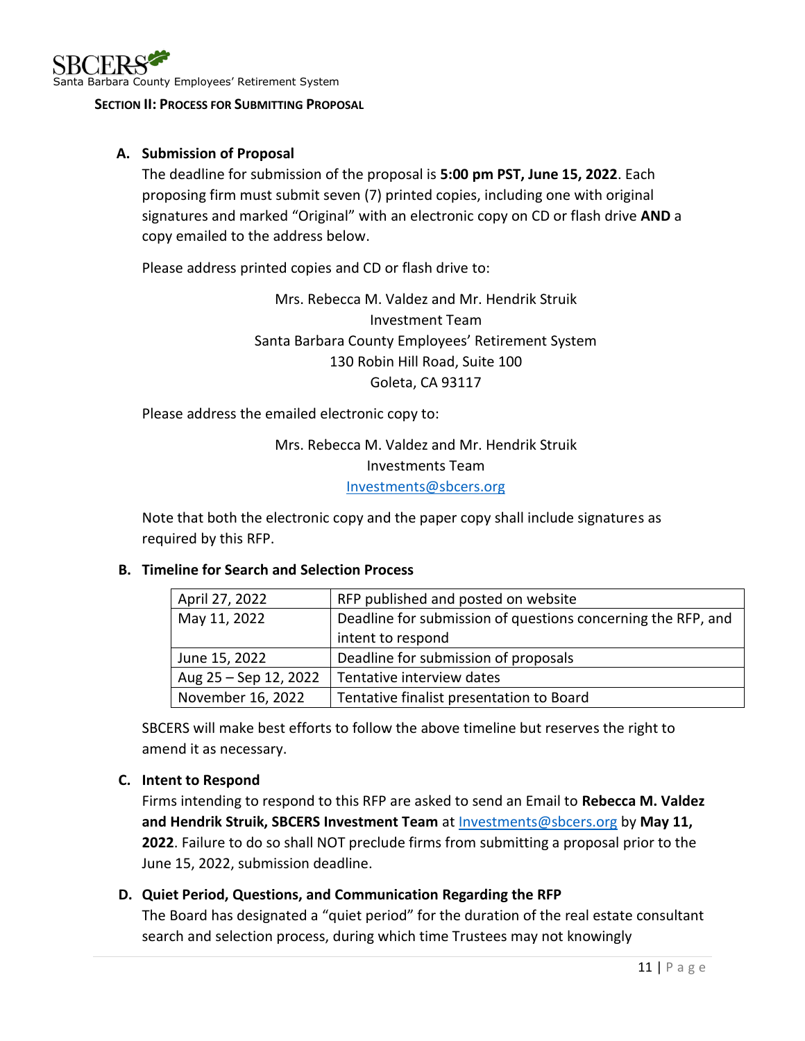## SECTION II: PROCESS FOR SUBMITTING PROPOSAL

### A. Submission of Proposal

The deadline for submission of the proposal is **5:00 pm PST, June 15, 2022**. Each proposing firm must submit seven (7) printed copies, including one with original signatures and marked "Original" with an electronic copy on CD or flash drive **AND** a copy emailed to the address below.

Please address printed copies and CD or flash drive to:

Mrs. Rebecca M. Valdez and Mr. Hendrik Struik
Investment Team
Santa Barbara County Employees' Retirement System
130 Robin Hill Road, Suite 100
Goleta, CA 93117

Please address the emailed electronic copy to:

Mrs. Rebecca M. Valdez and Mr. Hendrik Struik
Investments Team
Investments@sbcers.org

Note that both the electronic copy and the paper copy shall include signatures as required by this RFP.

### B. Timeline for Search and Selection Process

| | |
|---|---|
| April 27, 2022 | RFP published and posted on website |
| May 11, 2022 | Deadline for submission of questions concerning the RFP, and intent to respond |
| June 15, 2022 | Deadline for submission of proposals |
| Aug 25 – Sep 12, 2022 | Tentative interview dates |
| November 16, 2022 | Tentative finalist presentation to Board |

SBCERS will make best efforts to follow the above timeline but reserves the right to amend it as necessary.

### C. Intent to Respond

Firms intending to respond to this RFP are asked to send an Email to **Rebecca M. Valdez and Hendrik Struik, SBCERS Investment Team** at Investments@sbcers.org by **May 11, 2022**. Failure to do so shall NOT preclude firms from submitting a proposal prior to the June 15, 2022, submission deadline.

### D. Quiet Period, Questions, and Communication Regarding the RFP

The Board has designated a "quiet period" for the duration of the real estate consultant search and selection process, during which time Trustees may not knowingly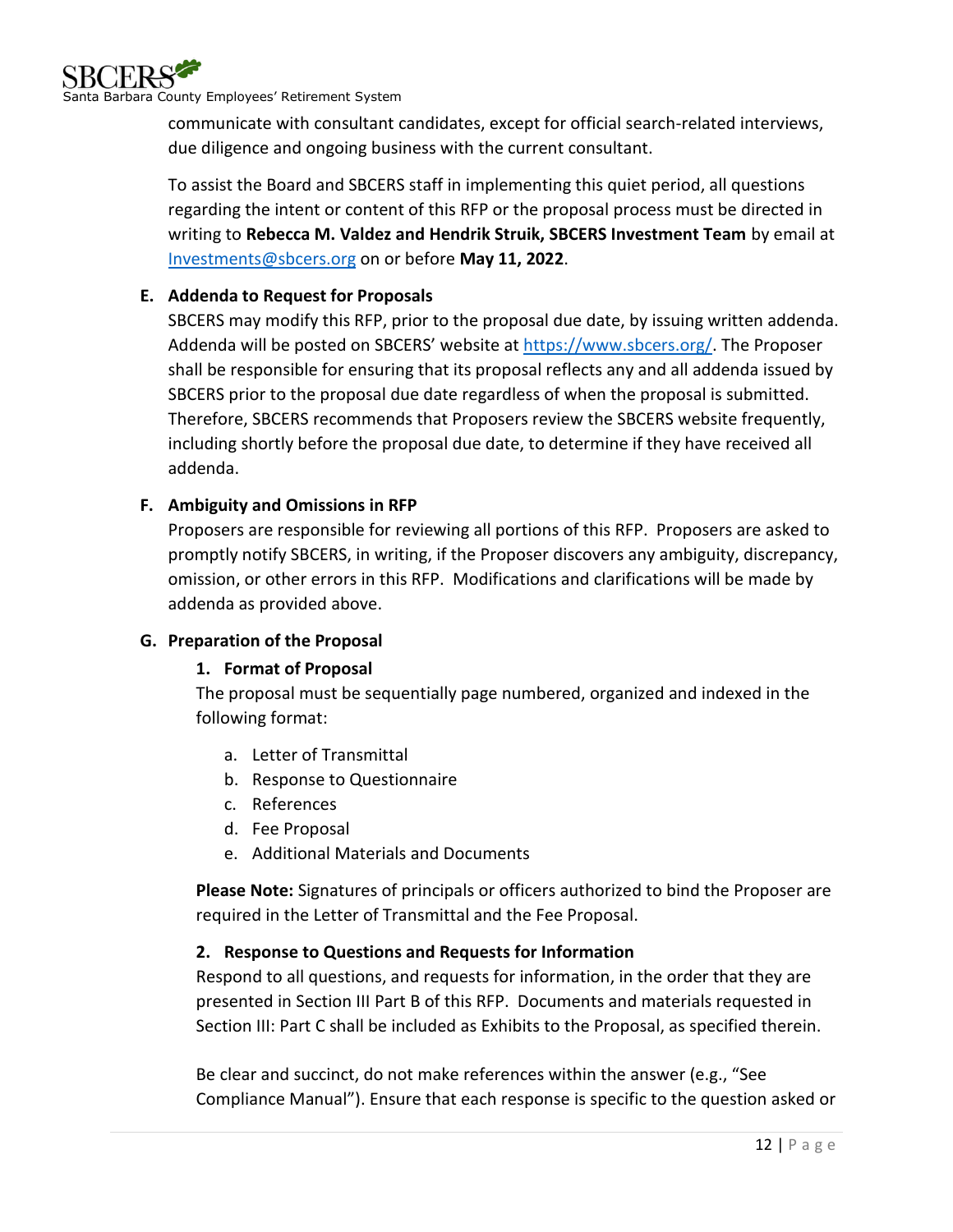communicate with consultant candidates, except for official search-related interviews, due diligence and ongoing business with the current consultant.

To assist the Board and SBCERS staff in implementing this quiet period, all questions regarding the intent or content of this RFP or the proposal process must be directed in writing to **Rebecca M. Valdez and Hendrik Struik, SBCERS Investment Team** by email at [Investments@sbcers.org](mailto:Investments@sbcers.org) on or before **May 11, 2022**.

### E. Addenda to Request for Proposals

SBCERS may modify this RFP, prior to the proposal due date, by issuing written addenda. Addenda will be posted on SBCERS' website at [https://www.sbcers.org/](https://www.sbcers.org/). The Proposer shall be responsible for ensuring that its proposal reflects any and all addenda issued by SBCERS prior to the proposal due date regardless of when the proposal is submitted. Therefore, SBCERS recommends that Proposers review the SBCERS website frequently, including shortly before the proposal due date, to determine if they have received all addenda.

### F. Ambiguity and Omissions in RFP

Proposers are responsible for reviewing all portions of this RFP. Proposers are asked to promptly notify SBCERS, in writing, if the Proposer discovers any ambiguity, discrepancy, omission, or other errors in this RFP. Modifications and clarifications will be made by addenda as provided above.

### G. Preparation of the Proposal

#### 1. Format of Proposal

The proposal must be sequentially page numbered, organized and indexed in the following format:

a. Letter of Transmittal
b. Response to Questionnaire
c. References
d. Fee Proposal
e. Additional Materials and Documents

**Please Note:** Signatures of principals or officers authorized to bind the Proposer are required in the Letter of Transmittal and the Fee Proposal.

#### 2. Response to Questions and Requests for Information

Respond to all questions, and requests for information, in the order that they are presented in Section III Part B of this RFP. Documents and materials requested in Section III: Part C shall be included as Exhibits to the Proposal, as specified therein.

Be clear and succinct, do not make references within the answer (e.g., "See Compliance Manual"). Ensure that each response is specific to the question asked or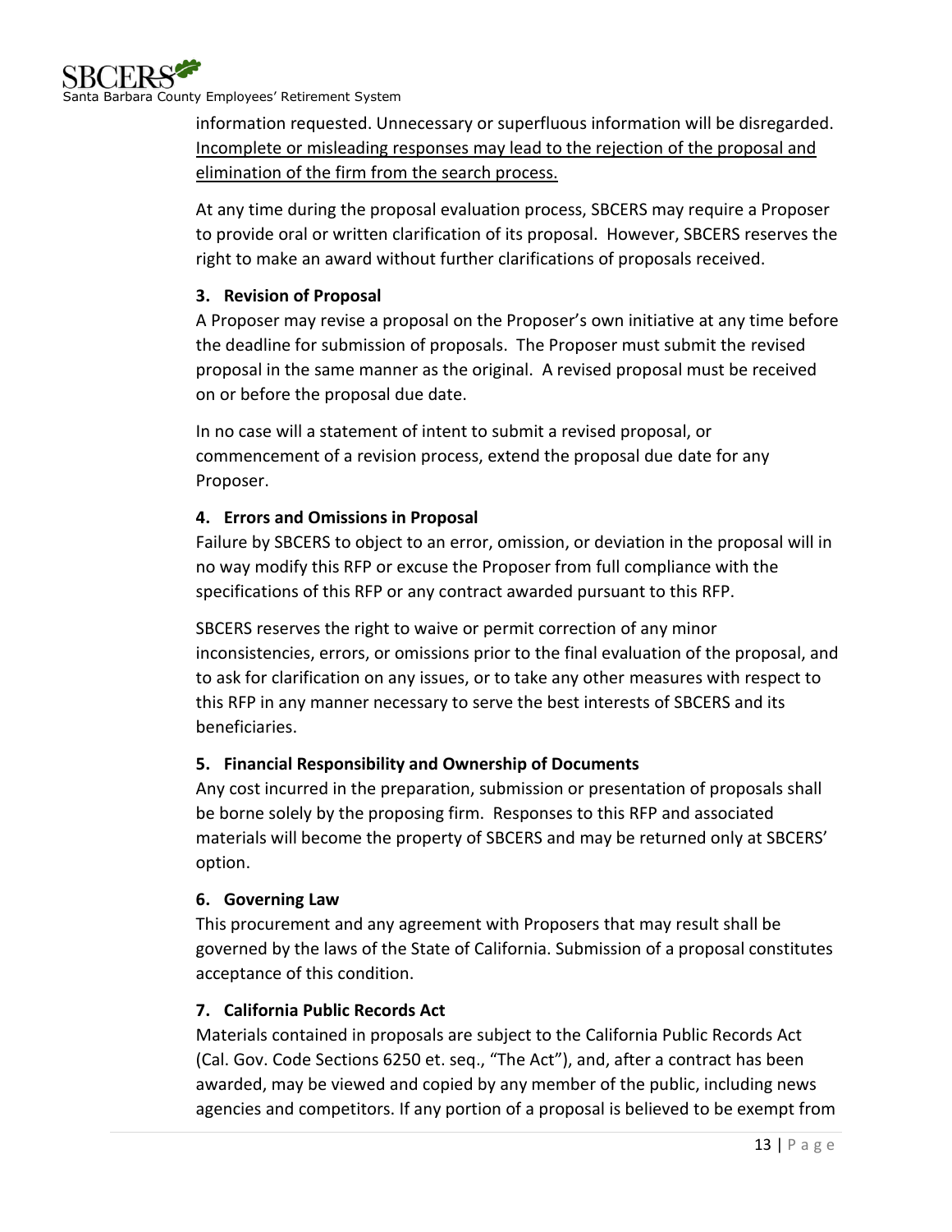information requested. Unnecessary or superfluous information will be disregarded. <u>Incomplete or misleading responses may lead to the rejection of the proposal and elimination of the firm from the search process.</u>

At any time during the proposal evaluation process, SBCERS may require a Proposer to provide oral or written clarification of its proposal. However, SBCERS reserves the right to make an award without further clarifications of proposals received.

**3. Revision of Proposal**

A Proposer may revise a proposal on the Proposer's own initiative at any time before the deadline for submission of proposals. The Proposer must submit the revised proposal in the same manner as the original. A revised proposal must be received on or before the proposal due date.

In no case will a statement of intent to submit a revised proposal, or commencement of a revision process, extend the proposal due date for any Proposer.

**4. Errors and Omissions in Proposal**

Failure by SBCERS to object to an error, omission, or deviation in the proposal will in no way modify this RFP or excuse the Proposer from full compliance with the specifications of this RFP or any contract awarded pursuant to this RFP.

SBCERS reserves the right to waive or permit correction of any minor inconsistencies, errors, or omissions prior to the final evaluation of the proposal, and to ask for clarification on any issues, or to take any other measures with respect to this RFP in any manner necessary to serve the best interests of SBCERS and its beneficiaries.

**5. Financial Responsibility and Ownership of Documents**

Any cost incurred in the preparation, submission or presentation of proposals shall be borne solely by the proposing firm. Responses to this RFP and associated materials will become the property of SBCERS and may be returned only at SBCERS' option.

**6. Governing Law**

This procurement and any agreement with Proposers that may result shall be governed by the laws of the State of California. Submission of a proposal constitutes acceptance of this condition.

**7. California Public Records Act**

Materials contained in proposals are subject to the California Public Records Act (Cal. Gov. Code Sections 6250 et. seq., "The Act"), and, after a contract has been awarded, may be viewed and copied by any member of the public, including news agencies and competitors. If any portion of a proposal is believed to be exempt from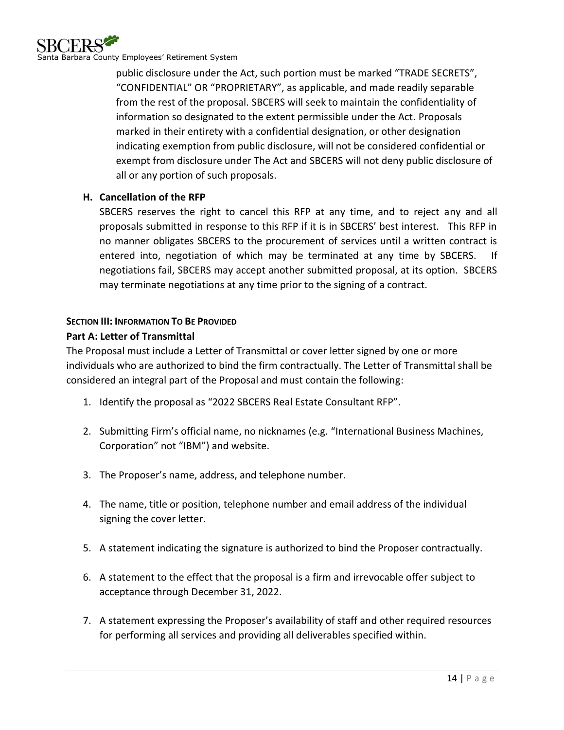public disclosure under the Act, such portion must be marked "TRADE SECRETS", "CONFIDENTIAL" OR "PROPRIETARY", as applicable, and made readily separable from the rest of the proposal. SBCERS will seek to maintain the confidentiality of information so designated to the extent permissible under the Act. Proposals marked in their entirety with a confidential designation, or other designation indicating exemption from public disclosure, will not be considered confidential or exempt from disclosure under The Act and SBCERS will not deny public disclosure of all or any portion of such proposals.

**H. Cancellation of the RFP**

SBCERS reserves the right to cancel this RFP at any time, and to reject any and all proposals submitted in response to this RFP if it is in SBCERS' best interest. This RFP in no manner obligates SBCERS to the procurement of services until a written contract is entered into, negotiation of which may be terminated at any time by SBCERS. If negotiations fail, SBCERS may accept another submitted proposal, at its option. SBCERS may terminate negotiations at any time prior to the signing of a contract.

## SECTION III: INFORMATION TO BE PROVIDED

### Part A: Letter of Transmittal

The Proposal must include a Letter of Transmittal or cover letter signed by one or more individuals who are authorized to bind the firm contractually. The Letter of Transmittal shall be considered an integral part of the Proposal and must contain the following:

1. Identify the proposal as "2022 SBCERS Real Estate Consultant RFP".
2. Submitting Firm's official name, no nicknames (e.g. "International Business Machines, Corporation" not "IBM") and website.
3. The Proposer's name, address, and telephone number.
4. The name, title or position, telephone number and email address of the individual signing the cover letter.
5. A statement indicating the signature is authorized to bind the Proposer contractually.
6. A statement to the effect that the proposal is a firm and irrevocable offer subject to acceptance through December 31, 2022.
7. A statement expressing the Proposer's availability of staff and other required resources for performing all services and providing all deliverables specified within.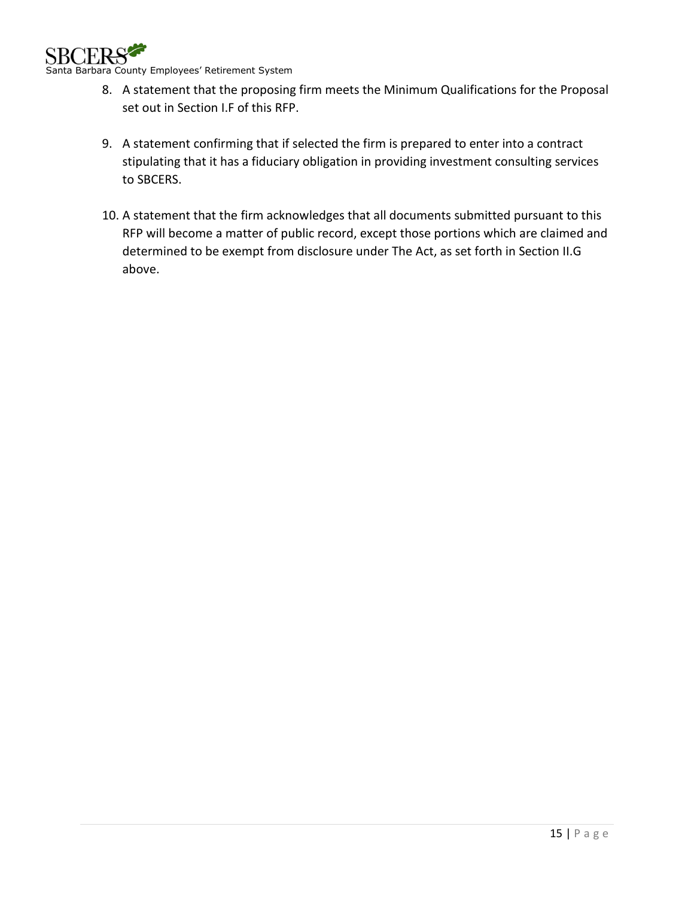8. A statement that the proposing firm meets the Minimum Qualifications for the Proposal set out in Section I.F of this RFP.

9. A statement confirming that if selected the firm is prepared to enter into a contract stipulating that it has a fiduciary obligation in providing investment consulting services to SBCERS.

10. A statement that the firm acknowledges that all documents submitted pursuant to this RFP will become a matter of public record, except those portions which are claimed and determined to be exempt from disclosure under The Act, as set forth in Section II.G above.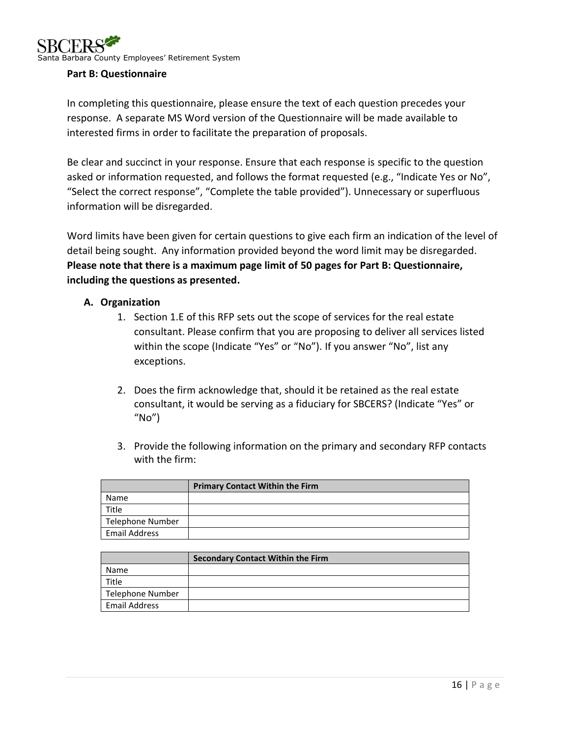**Part B: Questionnaire**

In completing this questionnaire, please ensure the text of each question precedes your response. A separate MS Word version of the Questionnaire will be made available to interested firms in order to facilitate the preparation of proposals.

Be clear and succinct in your response. Ensure that each response is specific to the question asked or information requested, and follows the format requested (e.g., "Indicate Yes or No", "Select the correct response", "Complete the table provided"). Unnecessary or superfluous information will be disregarded.

Word limits have been given for certain questions to give each firm an indication of the level of detail being sought. Any information provided beyond the word limit may be disregarded. **Please note that there is a maximum page limit of 50 pages for Part B: Questionnaire, including the questions as presented.**

**A. Organization**

1. Section 1.E of this RFP sets out the scope of services for the real estate consultant. Please confirm that you are proposing to deliver all services listed within the scope (Indicate "Yes" or "No"). If you answer "No", list any exceptions.

2. Does the firm acknowledge that, should it be retained as the real estate consultant, it would be serving as a fiduciary for SBCERS? (Indicate "Yes" or "No")

3. Provide the following information on the primary and secondary RFP contacts with the firm:

| | **Primary Contact Within the Firm** |
|---|---|
| Name | |
| Title | |
| Telephone Number | |
| Email Address | |

| | **Secondary Contact Within the Firm** |
|---|---|
| Name | |
| Title | |
| Telephone Number | |
| Email Address | |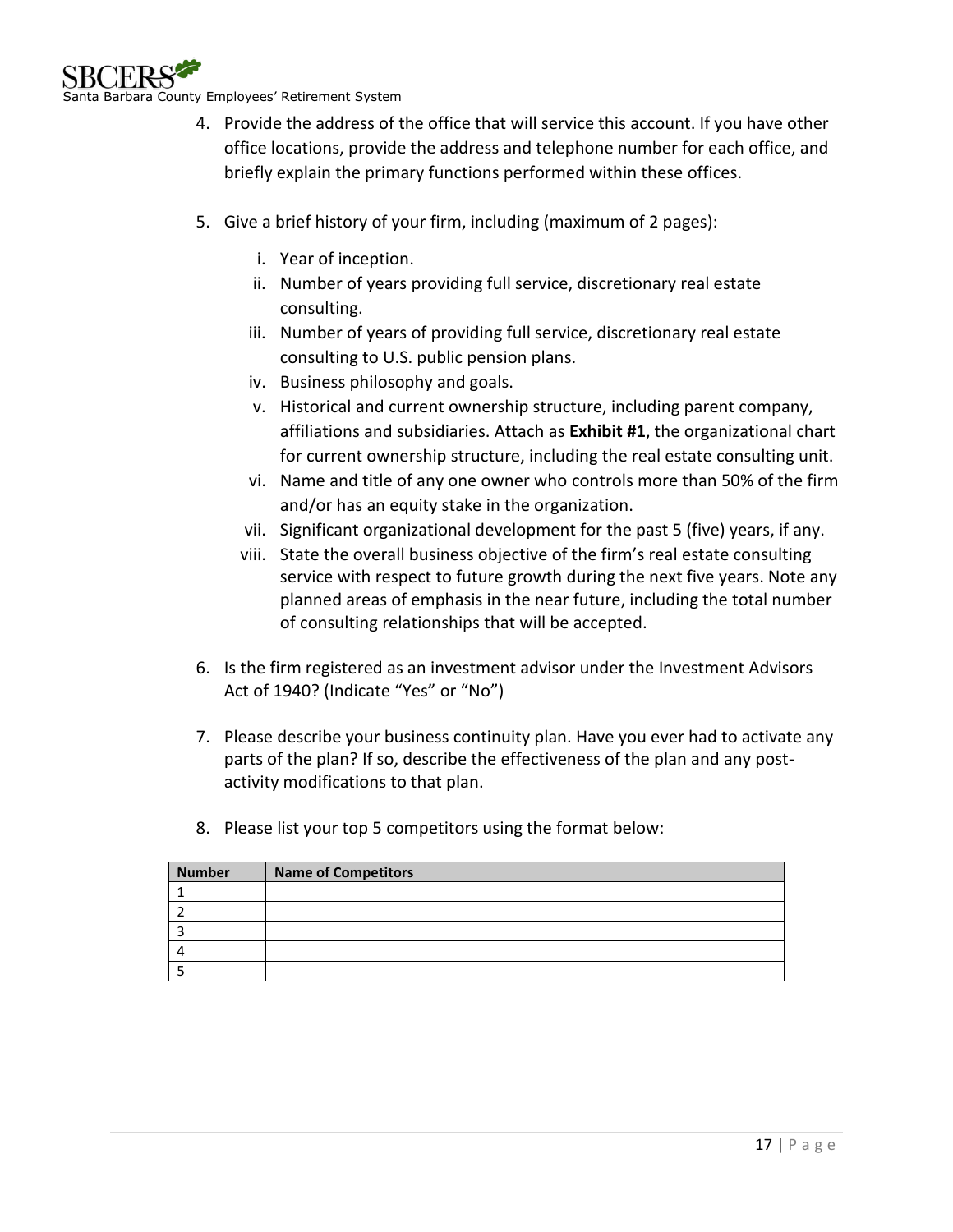4. Provide the address of the office that will service this account. If you have other office locations, provide the address and telephone number for each office, and briefly explain the primary functions performed within these offices.

5. Give a brief history of your firm, including (maximum of 2 pages):

    i. Year of inception.
    ii. Number of years providing full service, discretionary real estate consulting.
    iii. Number of years of providing full service, discretionary real estate consulting to U.S. public pension plans.
    iv. Business philosophy and goals.
    v. Historical and current ownership structure, including parent company, affiliations and subsidiaries. Attach as **Exhibit #1**, the organizational chart for current ownership structure, including the real estate consulting unit.
    vi. Name and title of any one owner who controls more than 50% of the firm and/or has an equity stake in the organization.
    vii. Significant organizational development for the past 5 (five) years, if any.
    viii. State the overall business objective of the firm's real estate consulting service with respect to future growth during the next five years. Note any planned areas of emphasis in the near future, including the total number of consulting relationships that will be accepted.

6. Is the firm registered as an investment advisor under the Investment Advisors Act of 1940? (Indicate "Yes" or "No")

7. Please describe your business continuity plan. Have you ever had to activate any parts of the plan? If so, describe the effectiveness of the plan and any post-activity modifications to that plan.

8. Please list your top 5 competitors using the format below:

| Number | Name of Competitors |
|---|---|
| 1 | |
| 2 | |
| 3 | |
| 4 | |
| 5 | |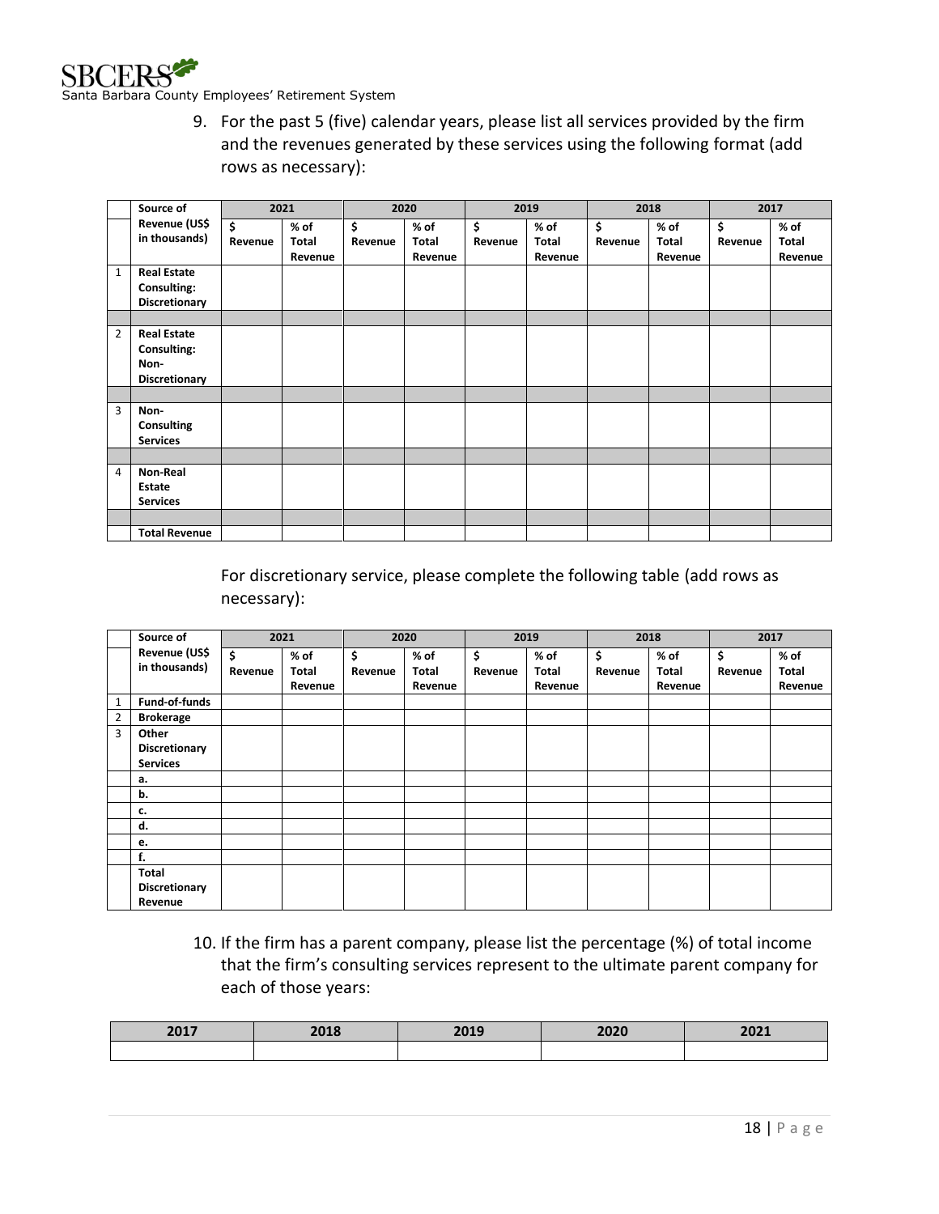9. For the past 5 (five) calendar years, please list all services provided by the firm and the revenues generated by these services using the following format (add rows as necessary):

| | Source of Revenue (US$ in thousands) | 2021 | | 2020 | | 2019 | | 2018 | | 2017 | |
|---|---|---|---|---|---|---|---|---|---|---|---|
| | | $ Revenue | % of Total Revenue | $ Revenue | % of Total Revenue | $ Revenue | % of Total Revenue | $ Revenue | % of Total Revenue | $ Revenue | % of Total Revenue |
| 1 | **Real Estate Consulting: Discretionary** | | | | | | | | | | |
| | | | | | | | | | | | |
| 2 | **Real Estate Consulting: Non-Discretionary** | | | | | | | | | | |
| | | | | | | | | | | | |
| 3 | **Non-Consulting Services** | | | | | | | | | | |
| | | | | | | | | | | | |
| 4 | **Non-Real Estate Services** | | | | | | | | | | |
| | | | | | | | | | | | |
| | **Total Revenue** | | | | | | | | | | |

For discretionary service, please complete the following table (add rows as necessary):

| | Source of Revenue (US$ in thousands) | 2021 | | 2020 | | 2019 | | 2018 | | 2017 | |
|---|---|---|---|---|---|---|---|---|---|---|---|
| | | $ Revenue | % of Total Revenue | $ Revenue | % of Total Revenue | $ Revenue | % of Total Revenue | $ Revenue | % of Total Revenue | $ Revenue | % of Total Revenue |
| 1 | **Fund-of-funds** | | | | | | | | | | |
| 2 | **Brokerage** | | | | | | | | | | |
| 3 | **Other Discretionary Services** | | | | | | | | | | |
| | **a.** | | | | | | | | | | |
| | **b.** | | | | | | | | | | |
| | **c.** | | | | | | | | | | |
| | **d.** | | | | | | | | | | |
| | **e.** | | | | | | | | | | |
| | **f.** | | | | | | | | | | |
| | **Total Discretionary Revenue** | | | | | | | | | | |

10. If the firm has a parent company, please list the percentage (%) of total income that the firm's consulting services represent to the ultimate parent company for each of those years:

| 2017 | 2018 | 2019 | 2020 | 2021 |
|---|---|---|---|---|
| | | | | |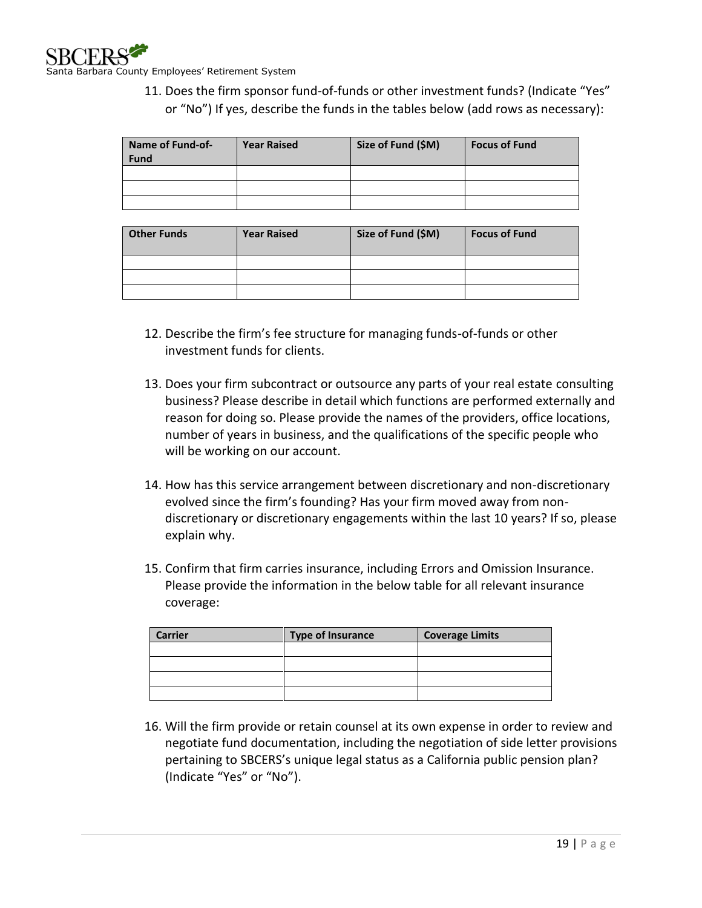11. Does the firm sponsor fund-of-funds or other investment funds? (Indicate "Yes" or "No") If yes, describe the funds in the tables below (add rows as necessary):

| Name of Fund-of-Fund | Year Raised | Size of Fund ($M) | Focus of Fund |
|---|---|---|---|
| | | | |
| | | | |
| | | | |

| Other Funds | Year Raised | Size of Fund ($M) | Focus of Fund |
|---|---|---|---|
| | | | |
| | | | |
| | | | |

12. Describe the firm's fee structure for managing funds-of-funds or other investment funds for clients.

13. Does your firm subcontract or outsource any parts of your real estate consulting business? Please describe in detail which functions are performed externally and reason for doing so. Please provide the names of the providers, office locations, number of years in business, and the qualifications of the specific people who will be working on our account.

14. How has this service arrangement between discretionary and non-discretionary evolved since the firm's founding? Has your firm moved away from non-discretionary or discretionary engagements within the last 10 years? If so, please explain why.

15. Confirm that firm carries insurance, including Errors and Omission Insurance. Please provide the information in the below table for all relevant insurance coverage:

| Carrier | Type of Insurance | Coverage Limits |
|---|---|---|
| | | |
| | | |
| | | |
| | | |

16. Will the firm provide or retain counsel at its own expense in order to review and negotiate fund documentation, including the negotiation of side letter provisions pertaining to SBCERS's unique legal status as a California public pension plan? (Indicate "Yes" or "No").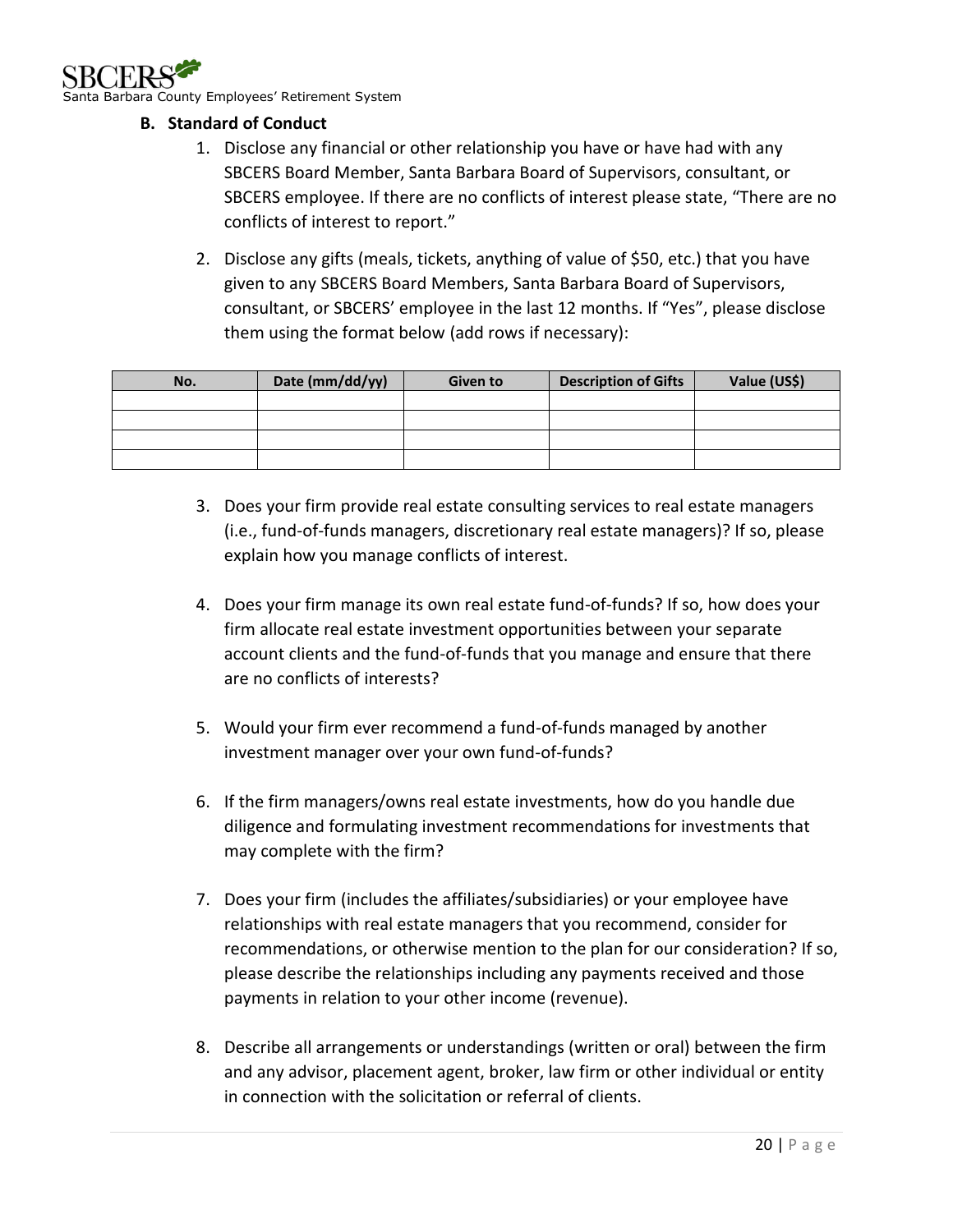### B. Standard of Conduct

1. Disclose any financial or other relationship you have or have had with any SBCERS Board Member, Santa Barbara Board of Supervisors, consultant, or SBCERS employee. If there are no conflicts of interest please state, "There are no conflicts of interest to report."

2. Disclose any gifts (meals, tickets, anything of value of $50, etc.) that you have given to any SBCERS Board Members, Santa Barbara Board of Supervisors, consultant, or SBCERS' employee in the last 12 months. If "Yes", please disclose them using the format below (add rows if necessary):

| No. | Date (mm/dd/yy) | Given to | Description of Gifts | Value (US$) |
|---|---|---|---|---|
| | | | | |
| | | | | |
| | | | | |
| | | | | |

3. Does your firm provide real estate consulting services to real estate managers (i.e., fund-of-funds managers, discretionary real estate managers)? If so, please explain how you manage conflicts of interest.

4. Does your firm manage its own real estate fund-of-funds? If so, how does your firm allocate real estate investment opportunities between your separate account clients and the fund-of-funds that you manage and ensure that there are no conflicts of interests?

5. Would your firm ever recommend a fund-of-funds managed by another investment manager over your own fund-of-funds?

6. If the firm managers/owns real estate investments, how do you handle due diligence and formulating investment recommendations for investments that may complete with the firm?

7. Does your firm (includes the affiliates/subsidiaries) or your employee have relationships with real estate managers that you recommend, consider for recommendations, or otherwise mention to the plan for our consideration? If so, please describe the relationships including any payments received and those payments in relation to your other income (revenue).

8. Describe all arrangements or understandings (written or oral) between the firm and any advisor, placement agent, broker, law firm or other individual or entity in connection with the solicitation or referral of clients.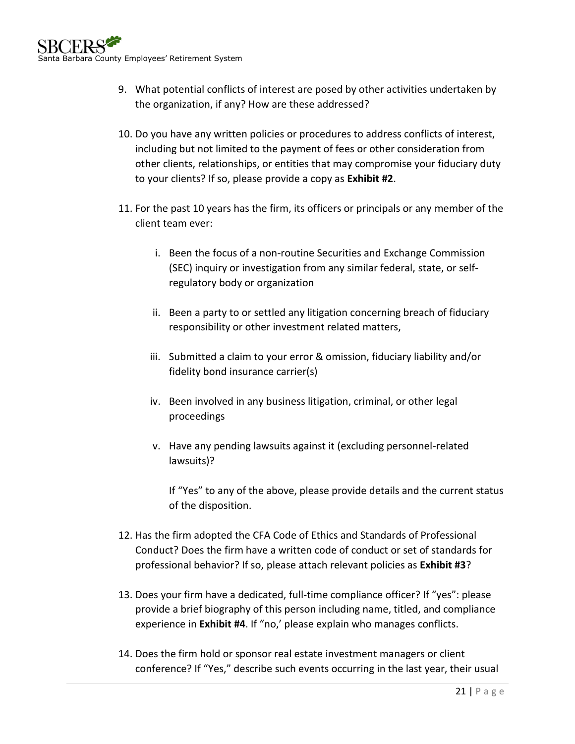9. What potential conflicts of interest are posed by other activities undertaken by the organization, if any? How are these addressed?

10. Do you have any written policies or procedures to address conflicts of interest, including but not limited to the payment of fees or other consideration from other clients, relationships, or entities that may compromise your fiduciary duty to your clients? If so, please provide a copy as **Exhibit #2**.

11. For the past 10 years has the firm, its officers or principals or any member of the client team ever:

    i. Been the focus of a non-routine Securities and Exchange Commission (SEC) inquiry or investigation from any similar federal, state, or self-regulatory body or organization

    ii. Been a party to or settled any litigation concerning breach of fiduciary responsibility or other investment related matters,

    iii. Submitted a claim to your error & omission, fiduciary liability and/or fidelity bond insurance carrier(s)

    iv. Been involved in any business litigation, criminal, or other legal proceedings

    v. Have any pending lawsuits against it (excluding personnel-related lawsuits)?

    If "Yes" to any of the above, please provide details and the current status of the disposition.

12. Has the firm adopted the CFA Code of Ethics and Standards of Professional Conduct? Does the firm have a written code of conduct or set of standards for professional behavior? If so, please attach relevant policies as **Exhibit #3**?

13. Does your firm have a dedicated, full-time compliance officer? If "yes": please provide a brief biography of this person including name, titled, and compliance experience in **Exhibit #4**. If "no,' please explain who manages conflicts.

14. Does the firm hold or sponsor real estate investment managers or client conference? If "Yes," describe such events occurring in the last year, their usual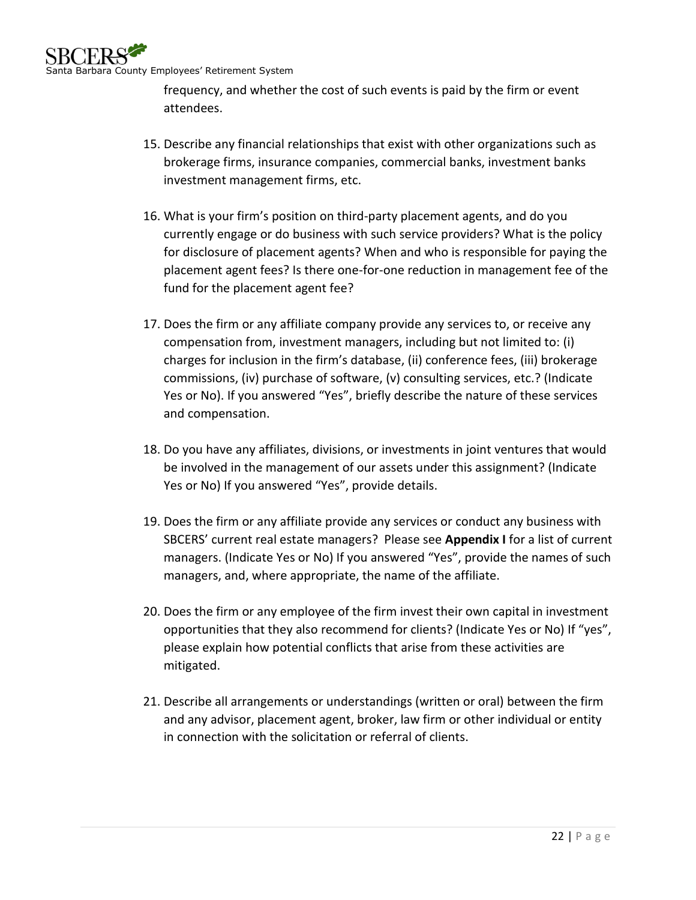frequency, and whether the cost of such events is paid by the firm or event attendees.

15. Describe any financial relationships that exist with other organizations such as brokerage firms, insurance companies, commercial banks, investment banks investment management firms, etc.

16. What is your firm's position on third-party placement agents, and do you currently engage or do business with such service providers? What is the policy for disclosure of placement agents? When and who is responsible for paying the placement agent fees? Is there one-for-one reduction in management fee of the fund for the placement agent fee?

17. Does the firm or any affiliate company provide any services to, or receive any compensation from, investment managers, including but not limited to: (i) charges for inclusion in the firm's database, (ii) conference fees, (iii) brokerage commissions, (iv) purchase of software, (v) consulting services, etc.? (Indicate Yes or No). If you answered "Yes", briefly describe the nature of these services and compensation.

18. Do you have any affiliates, divisions, or investments in joint ventures that would be involved in the management of our assets under this assignment? (Indicate Yes or No) If you answered "Yes", provide details.

19. Does the firm or any affiliate provide any services or conduct any business with SBCERS' current real estate managers? Please see **Appendix I** for a list of current managers. (Indicate Yes or No) If you answered "Yes", provide the names of such managers, and, where appropriate, the name of the affiliate.

20. Does the firm or any employee of the firm invest their own capital in investment opportunities that they also recommend for clients? (Indicate Yes or No) If "yes", please explain how potential conflicts that arise from these activities are mitigated.

21. Describe all arrangements or understandings (written or oral) between the firm and any advisor, placement agent, broker, law firm or other individual or entity in connection with the solicitation or referral of clients.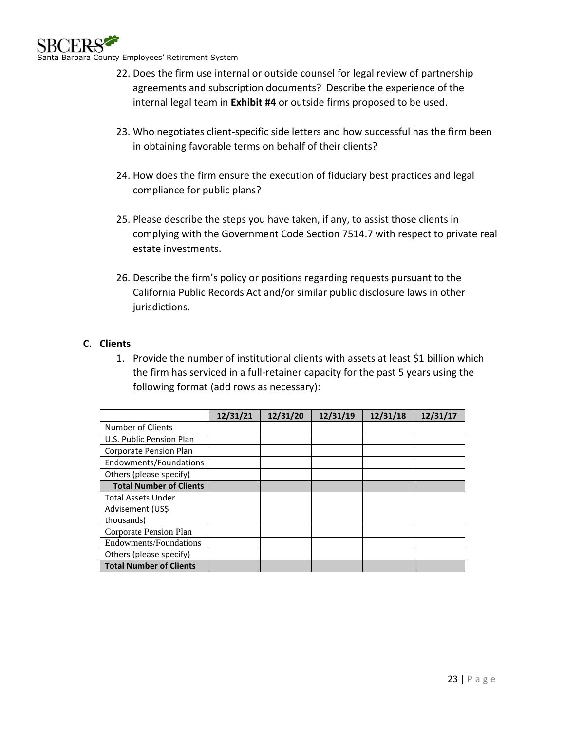22. Does the firm use internal or outside counsel for legal review of partnership agreements and subscription documents? Describe the experience of the internal legal team in **Exhibit #4** or outside firms proposed to be used.

23. Who negotiates client-specific side letters and how successful has the firm been in obtaining favorable terms on behalf of their clients?

24. How does the firm ensure the execution of fiduciary best practices and legal compliance for public plans?

25. Please describe the steps you have taken, if any, to assist those clients in complying with the Government Code Section 7514.7 with respect to private real estate investments.

26. Describe the firm's policy or positions regarding requests pursuant to the California Public Records Act and/or similar public disclosure laws in other jurisdictions.

## C. Clients

1. Provide the number of institutional clients with assets at least $1 billion which the firm has serviced in a full-retainer capacity for the past 5 years using the following format (add rows as necessary):

| | 12/31/21 | 12/31/20 | 12/31/19 | 12/31/18 | 12/31/17 |
|---|---|---|---|---|---|
| Number of Clients | | | | | |
| U.S. Public Pension Plan | | | | | |
| Corporate Pension Plan | | | | | |
| Endowments/Foundations | | | | | |
| Others (please specify) | | | | | |
| **Total Number of Clients** | | | | | |
| Total Assets Under Advisement (US$ thousands) | | | | | |
| Corporate Pension Plan | | | | | |
| Endowments/Foundations | | | | | |
| Others (please specify) | | | | | |
| **Total Number of Clients** | | | | | |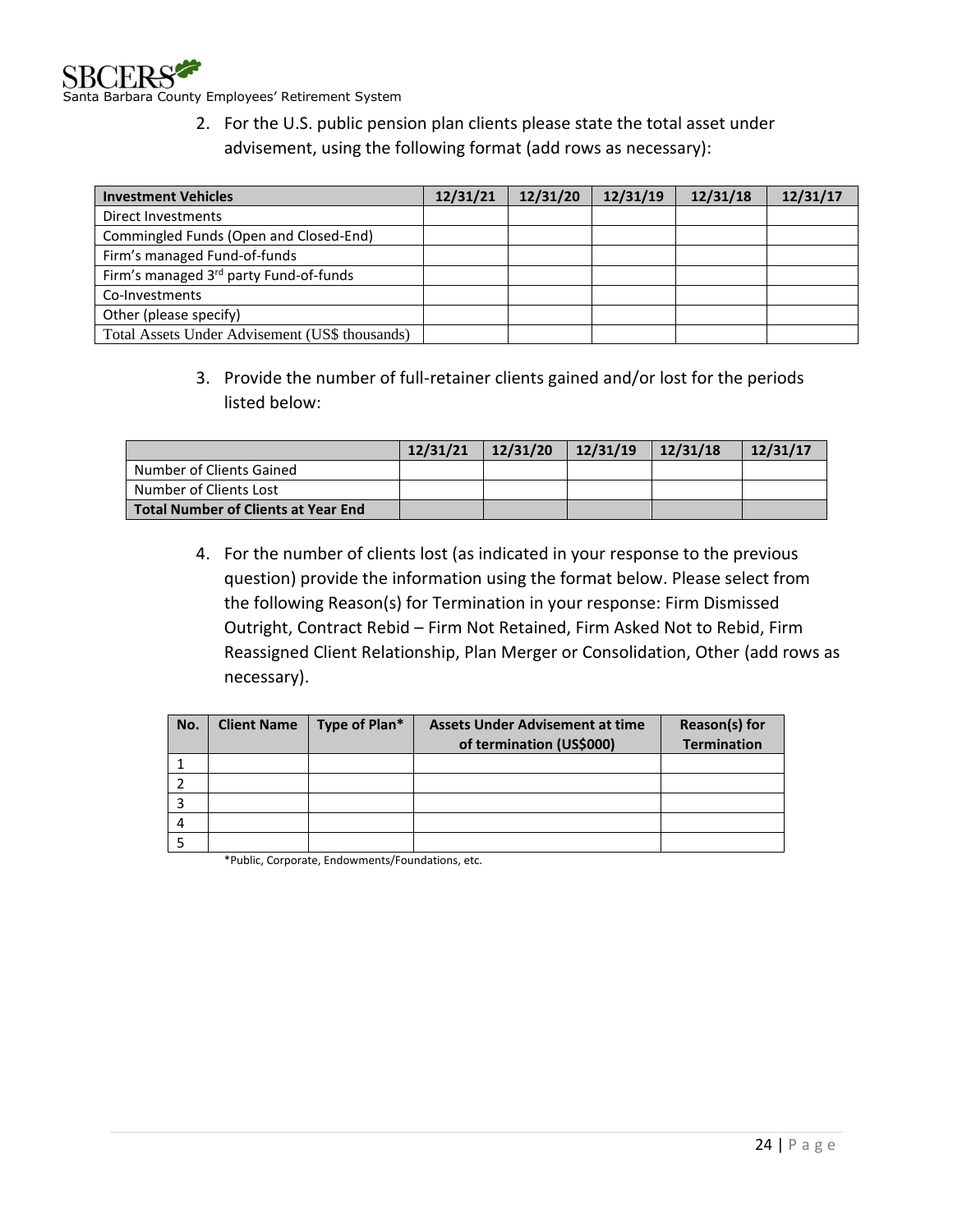2. For the U.S. public pension plan clients please state the total asset under advisement, using the following format (add rows as necessary):

| Investment Vehicles | 12/31/21 | 12/31/20 | 12/31/19 | 12/31/18 | 12/31/17 |
|---|---|---|---|---|---|
| Direct Investments | | | | | |
| Commingled Funds (Open and Closed-End) | | | | | |
| Firm's managed Fund-of-funds | | | | | |
| Firm's managed 3rd party Fund-of-funds | | | | | |
| Co-Investments | | | | | |
| Other (please specify) | | | | | |
| Total Assets Under Advisement (US$ thousands) | | | | | |

3. Provide the number of full-retainer clients gained and/or lost for the periods listed below:

| | 12/31/21 | 12/31/20 | 12/31/19 | 12/31/18 | 12/31/17 |
|---|---|---|---|---|---|
| Number of Clients Gained | | | | | |
| Number of Clients Lost | | | | | |
| **Total Number of Clients at Year End** | | | | | |

4. For the number of clients lost (as indicated in your response to the previous question) provide the information using the format below. Please select from the following Reason(s) for Termination in your response: Firm Dismissed Outright, Contract Rebid – Firm Not Retained, Firm Asked Not to Rebid, Firm Reassigned Client Relationship, Plan Merger or Consolidation, Other (add rows as necessary).

| No. | Client Name | Type of Plan* | Assets Under Advisement at time of termination (US$000) | Reason(s) for Termination |
|---|---|---|---|---|
| 1 | | | | |
| 2 | | | | |
| 3 | | | | |
| 4 | | | | |
| 5 | | | | |

*Public, Corporate, Endowments/Foundations, etc.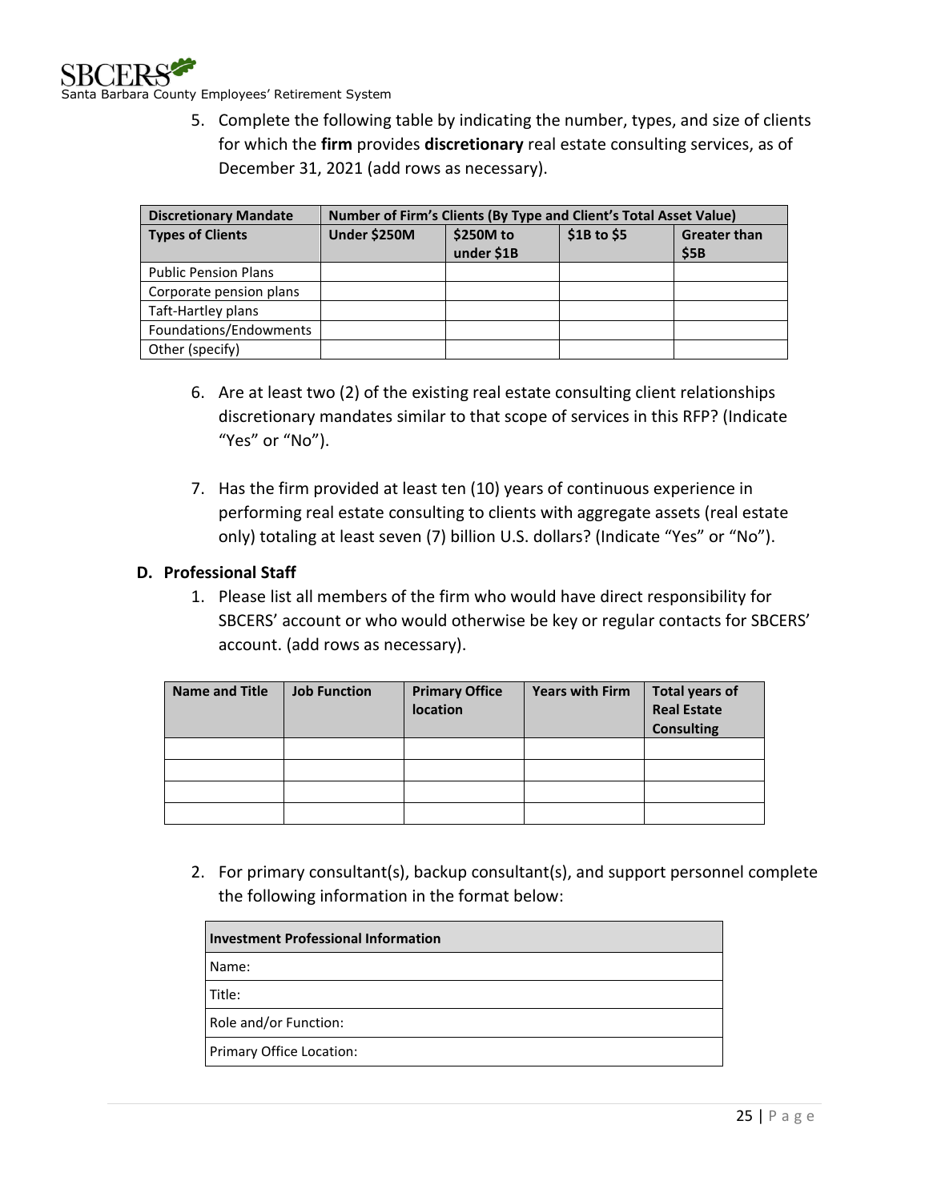5. Complete the following table by indicating the number, types, and size of clients for which the **firm** provides **discretionary** real estate consulting services, as of December 31, 2021 (add rows as necessary).

| **Discretionary Mandate** | **Number of Firm's Clients (By Type and Client's Total Asset Value)** | | | |
|---|---|---|---|---|
| **Types of Clients** | **Under $250M** | **$250M to under $1B** | **$1B to $5** | **Greater than $5B** |
| Public Pension Plans | | | | |
| Corporate pension plans | | | | |
| Taft-Hartley plans | | | | |
| Foundations/Endowments | | | | |
| Other (specify) | | | | |

6. Are at least two (2) of the existing real estate consulting client relationships discretionary mandates similar to that scope of services in this RFP? (Indicate "Yes" or "No").

7. Has the firm provided at least ten (10) years of continuous experience in performing real estate consulting to clients with aggregate assets (real estate only) totaling at least seven (7) billion U.S. dollars? (Indicate "Yes" or "No").

### D. Professional Staff

1. Please list all members of the firm who would have direct responsibility for SBCERS' account or who would otherwise be key or regular contacts for SBCERS' account. (add rows as necessary).

| **Name and Title** | **Job Function** | **Primary Office location** | **Years with Firm** | **Total years of Real Estate Consulting** |
|---|---|---|---|---|
| | | | | |
| | | | | |
| | | | | |
| | | | | |

2. For primary consultant(s), backup consultant(s), and support personnel complete the following information in the format below:

| **Investment Professional Information** |
|---|
| Name: |
| Title: |
| Role and/or Function: |
| Primary Office Location: |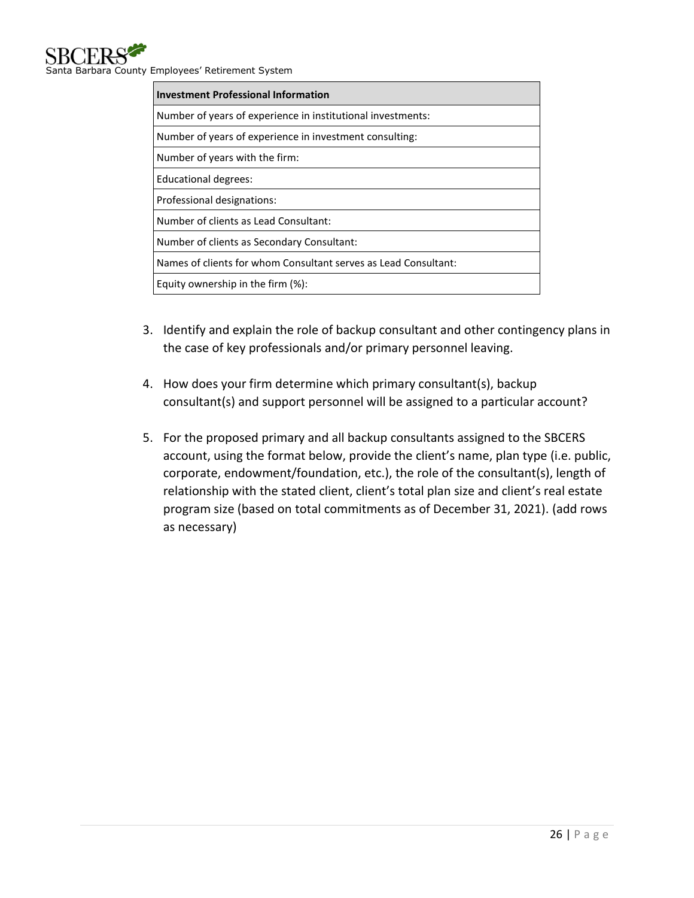| Investment Professional Information |
|---|
| Number of years of experience in institutional investments: |
| Number of years of experience in investment consulting: |
| Number of years with the firm: |
| Educational degrees: |
| Professional designations: |
| Number of clients as Lead Consultant: |
| Number of clients as Secondary Consultant: |
| Names of clients for whom Consultant serves as Lead Consultant: |
| Equity ownership in the firm (%): |

3. Identify and explain the role of backup consultant and other contingency plans in the case of key professionals and/or primary personnel leaving.

4. How does your firm determine which primary consultant(s), backup consultant(s) and support personnel will be assigned to a particular account?

5. For the proposed primary and all backup consultants assigned to the SBCERS account, using the format below, provide the client's name, plan type (i.e. public, corporate, endowment/foundation, etc.), the role of the consultant(s), length of relationship with the stated client, client's total plan size and client's real estate program size (based on total commitments as of December 31, 2021). (add rows as necessary)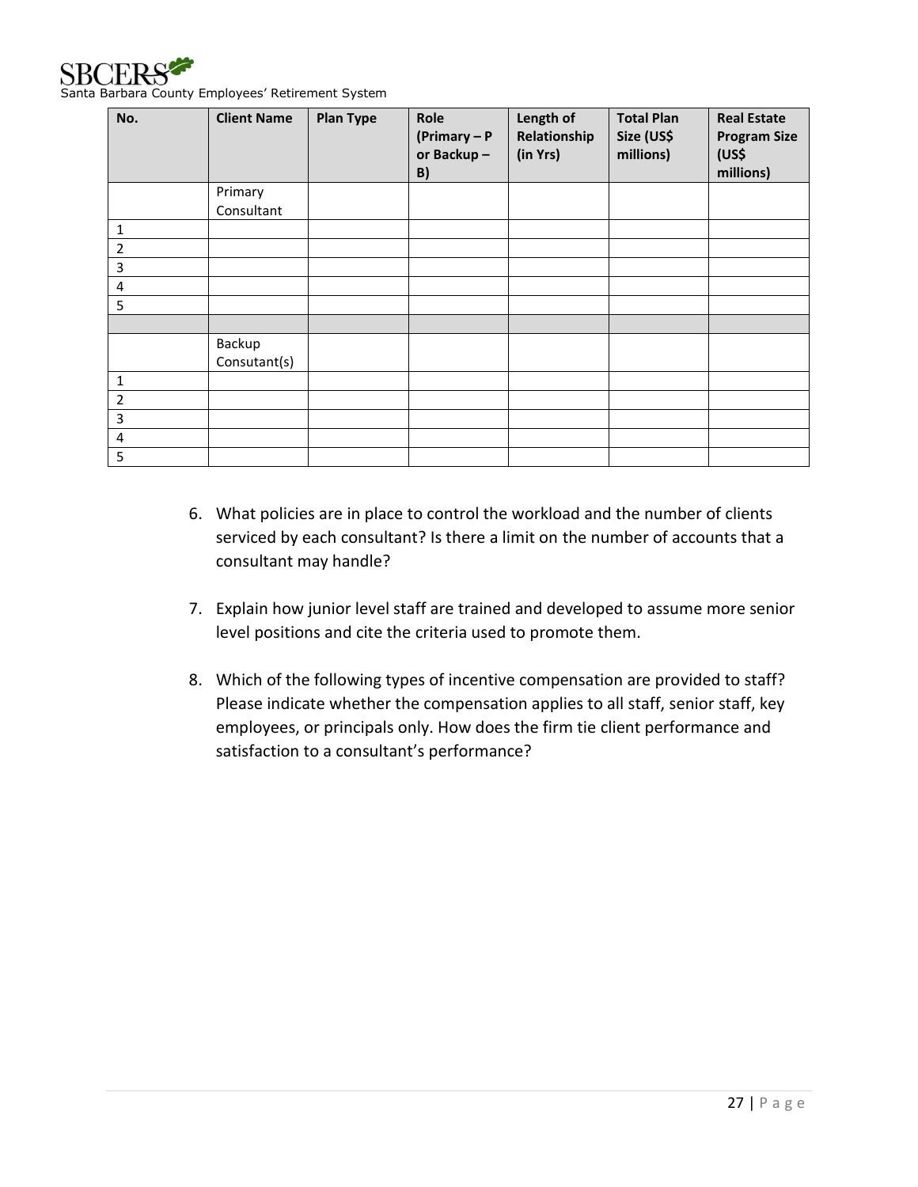| No. | Client Name | Plan Type | Role (Primary – P or Backup – B) | Length of Relationship (in Yrs) | Total Plan Size (US$ millions) | Real Estate Program Size (US$ millions) |
|---|---|---|---|---|---|---|
| | Primary Consultant | | | | | |
| 1 | | | | | | |
| 2 | | | | | | |
| 3 | | | | | | |
| 4 | | | | | | |
| 5 | | | | | | |
| | | | | | | |
| | Backup Consutant(s) | | | | | |
| 1 | | | | | | |
| 2 | | | | | | |
| 3 | | | | | | |
| 4 | | | | | | |
| 5 | | | | | | |

6. What policies are in place to control the workload and the number of clients serviced by each consultant? Is there a limit on the number of accounts that a consultant may handle?

7. Explain how junior level staff are trained and developed to assume more senior level positions and cite the criteria used to promote them.

8. Which of the following types of incentive compensation are provided to staff? Please indicate whether the compensation applies to all staff, senior staff, key employees, or principals only. How does the firm tie client performance and satisfaction to a consultant's performance?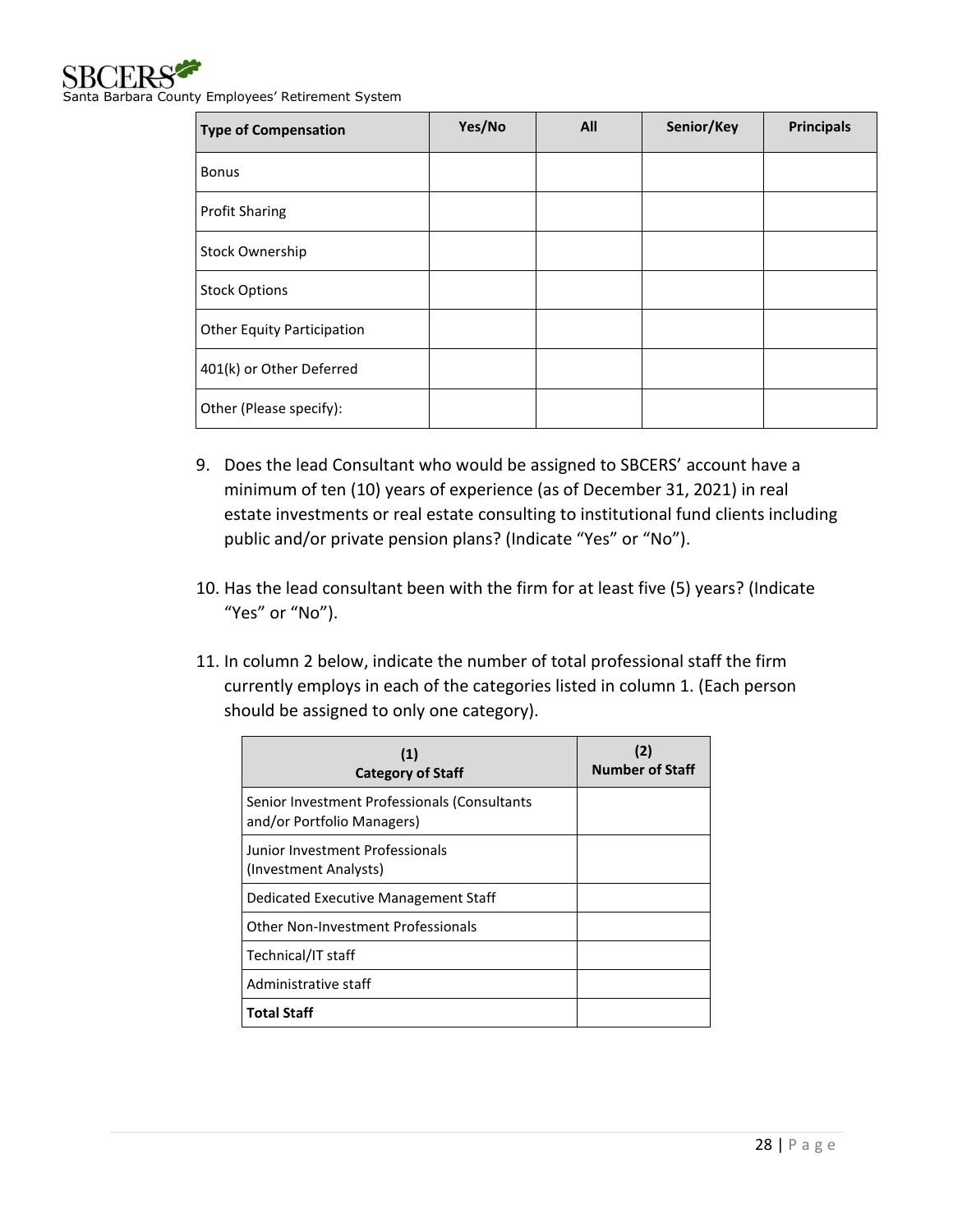| Type of Compensation | Yes/No | All | Senior/Key | Principals |
|---|---|---|---|---|
| Bonus | | | | |
| Profit Sharing | | | | |
| Stock Ownership | | | | |
| Stock Options | | | | |
| Other Equity Participation | | | | |
| 401(k) or Other Deferred | | | | |
| Other (Please specify): | | | | |

9. Does the lead Consultant who would be assigned to SBCERS' account have a minimum of ten (10) years of experience (as of December 31, 2021) in real estate investments or real estate consulting to institutional fund clients including public and/or private pension plans? (Indicate "Yes" or "No").

10. Has the lead consultant been with the firm for at least five (5) years? (Indicate "Yes" or "No").

11. In column 2 below, indicate the number of total professional staff the firm currently employs in each of the categories listed in column 1. (Each person should be assigned to only one category).

| (1) Category of Staff | (2) Number of Staff |
|---|---|
| Senior Investment Professionals (Consultants and/or Portfolio Managers) | |
| Junior Investment Professionals (Investment Analysts) | |
| Dedicated Executive Management Staff | |
| Other Non-Investment Professionals | |
| Technical/IT staff | |
| Administrative staff | |
| **Total Staff** | |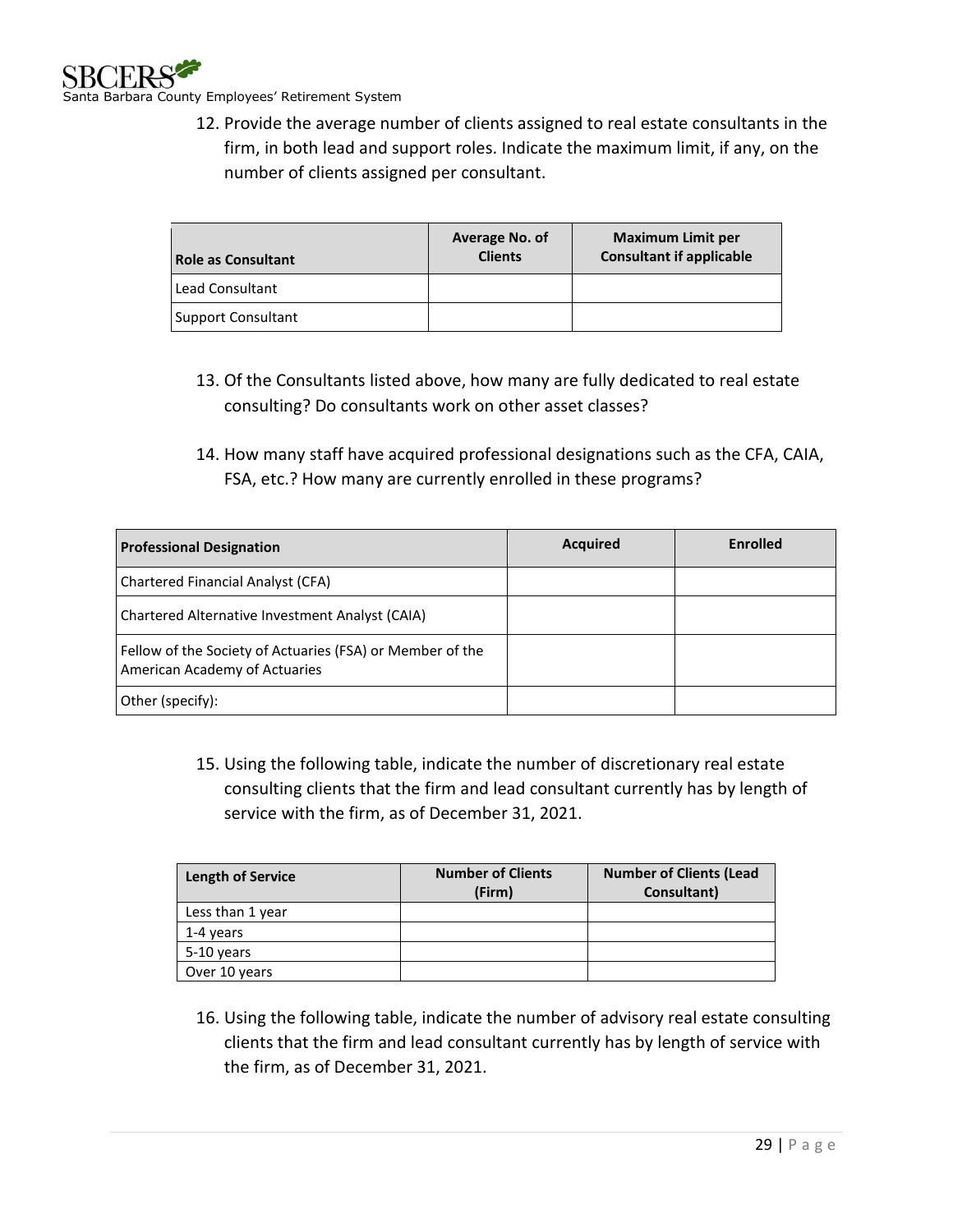12. Provide the average number of clients assigned to real estate consultants in the firm, in both lead and support roles. Indicate the maximum limit, if any, on the number of clients assigned per consultant.

| Role as Consultant | Average No. of Clients | Maximum Limit per Consultant if applicable |
|---|---|---|
| Lead Consultant | | |
| Support Consultant | | |

13. Of the Consultants listed above, how many are fully dedicated to real estate consulting? Do consultants work on other asset classes?

14. How many staff have acquired professional designations such as the CFA, CAIA, FSA, etc.? How many are currently enrolled in these programs?

| Professional Designation | Acquired | Enrolled |
|---|---|---|
| Chartered Financial Analyst (CFA) | | |
| Chartered Alternative Investment Analyst (CAIA) | | |
| Fellow of the Society of Actuaries (FSA) or Member of the American Academy of Actuaries | | |
| Other (specify): | | |

15. Using the following table, indicate the number of discretionary real estate consulting clients that the firm and lead consultant currently has by length of service with the firm, as of December 31, 2021.

| Length of Service | Number of Clients (Firm) | Number of Clients (Lead Consultant) |
|---|---|---|
| Less than 1 year | | |
| 1-4 years | | |
| 5-10 years | | |
| Over 10 years | | |

16. Using the following table, indicate the number of advisory real estate consulting clients that the firm and lead consultant currently has by length of service with the firm, as of December 31, 2021.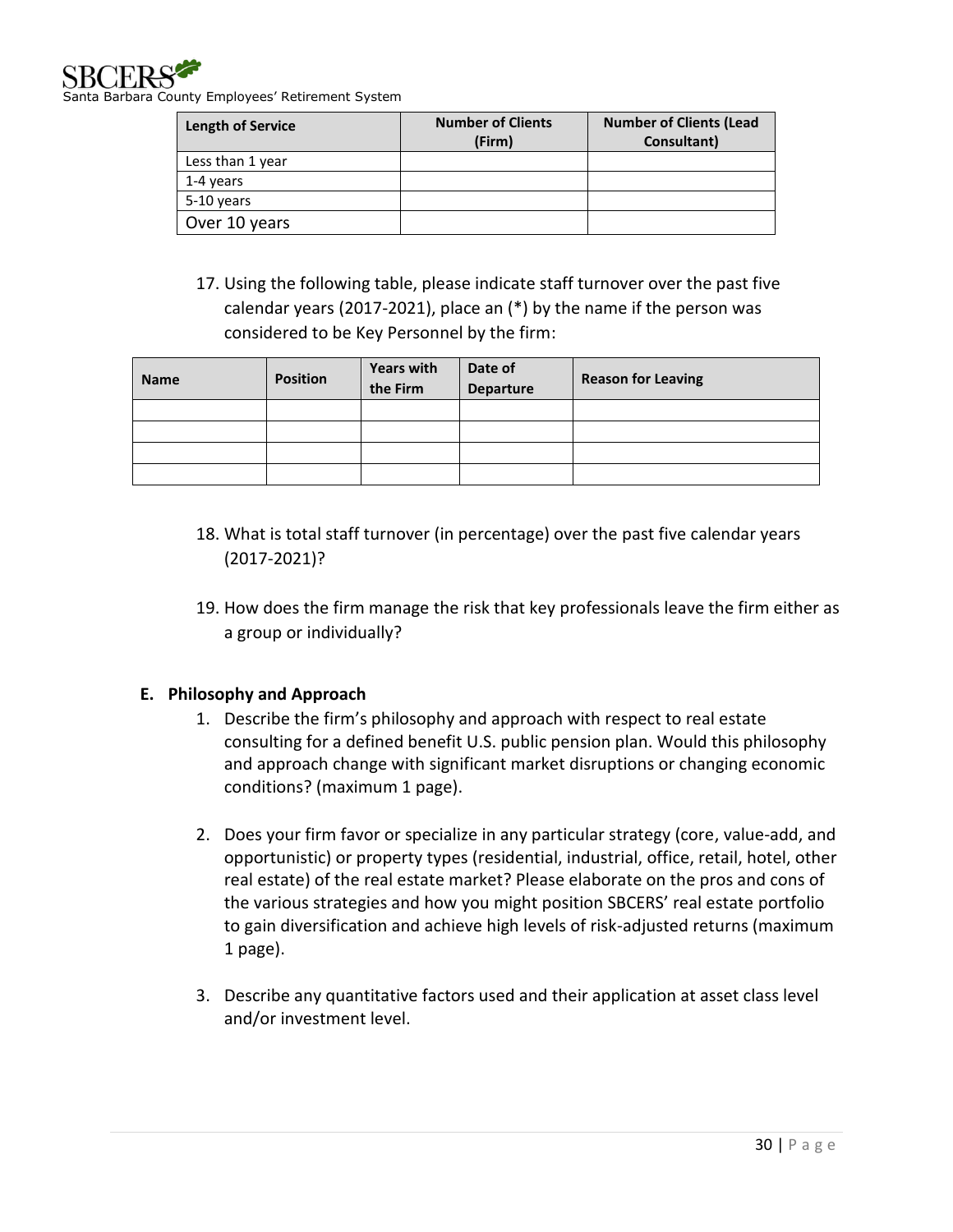| Length of Service | Number of Clients (Firm) | Number of Clients (Lead Consultant) |
|---|---|---|
| Less than 1 year | | |
| 1-4 years | | |
| 5-10 years | | |
| Over 10 years | | |

17. Using the following table, please indicate staff turnover over the past five calendar years (2017-2021), place an (*) by the name if the person was considered to be Key Personnel by the firm:

| Name | Position | Years with the Firm | Date of Departure | Reason for Leaving |
|---|---|---|---|---|
| | | | | |
| | | | | |
| | | | | |
| | | | | |

18. What is total staff turnover (in percentage) over the past five calendar years (2017-2021)?

19. How does the firm manage the risk that key professionals leave the firm either as a group or individually?

**E. Philosophy and Approach**

1. Describe the firm's philosophy and approach with respect to real estate consulting for a defined benefit U.S. public pension plan. Would this philosophy and approach change with significant market disruptions or changing economic conditions? (maximum 1 page).

2. Does your firm favor or specialize in any particular strategy (core, value-add, and opportunistic) or property types (residential, industrial, office, retail, hotel, other real estate) of the real estate market? Please elaborate on the pros and cons of the various strategies and how you might position SBCERS' real estate portfolio to gain diversification and achieve high levels of risk-adjusted returns (maximum 1 page).

3. Describe any quantitative factors used and their application at asset class level and/or investment level.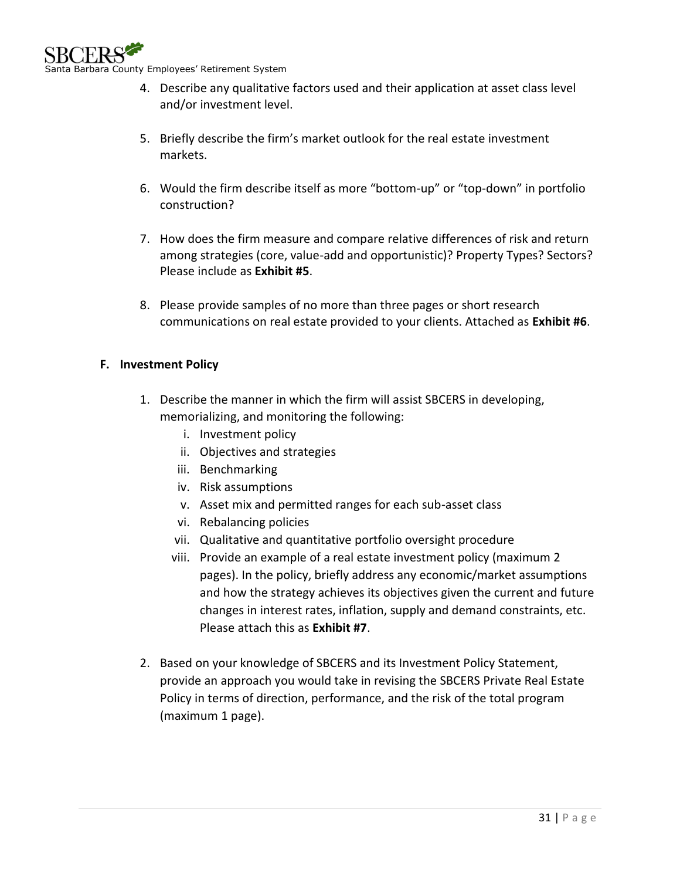4. Describe any qualitative factors used and their application at asset class level and/or investment level.

5. Briefly describe the firm's market outlook for the real estate investment markets.

6. Would the firm describe itself as more "bottom-up" or "top-down" in portfolio construction?

7. How does the firm measure and compare relative differences of risk and return among strategies (core, value-add and opportunistic)? Property Types? Sectors? Please include as **Exhibit #5**.

8. Please provide samples of no more than three pages or short research communications on real estate provided to your clients. Attached as **Exhibit #6**.

## F. Investment Policy

1. Describe the manner in which the firm will assist SBCERS in developing, memorializing, and monitoring the following:
   i. Investment policy
   ii. Objectives and strategies
   iii. Benchmarking
   iv. Risk assumptions
   v. Asset mix and permitted ranges for each sub-asset class
   vi. Rebalancing policies
   vii. Qualitative and quantitative portfolio oversight procedure
   viii. Provide an example of a real estate investment policy (maximum 2 pages). In the policy, briefly address any economic/market assumptions and how the strategy achieves its objectives given the current and future changes in interest rates, inflation, supply and demand constraints, etc. Please attach this as **Exhibit #7**.

2. Based on your knowledge of SBCERS and its Investment Policy Statement, provide an approach you would take in revising the SBCERS Private Real Estate Policy in terms of direction, performance, and the risk of the total program (maximum 1 page).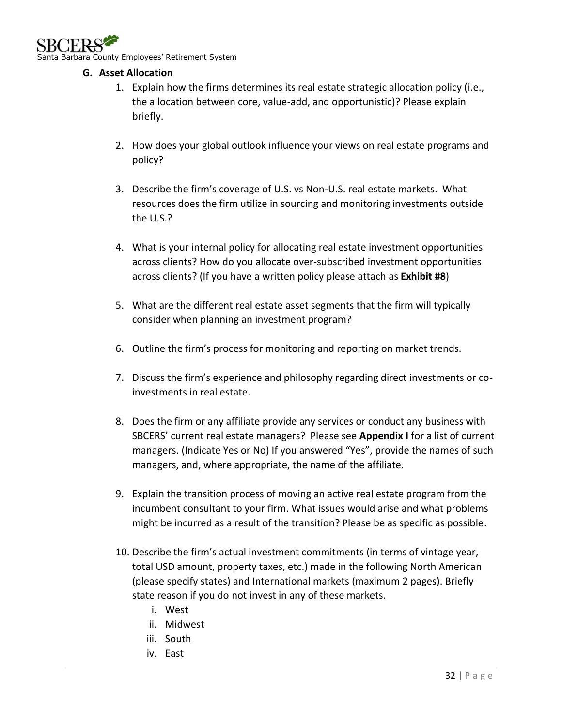### G. Asset Allocation

1. Explain how the firms determines its real estate strategic allocation policy (i.e., the allocation between core, value-add, and opportunistic)? Please explain briefly.

2. How does your global outlook influence your views on real estate programs and policy?

3. Describe the firm's coverage of U.S. vs Non-U.S. real estate markets. What resources does the firm utilize in sourcing and monitoring investments outside the U.S.?

4. What is your internal policy for allocating real estate investment opportunities across clients? How do you allocate over-subscribed investment opportunities across clients? (If you have a written policy please attach as **Exhibit #8**)

5. What are the different real estate asset segments that the firm will typically consider when planning an investment program?

6. Outline the firm's process for monitoring and reporting on market trends.

7. Discuss the firm's experience and philosophy regarding direct investments or co-investments in real estate.

8. Does the firm or any affiliate provide any services or conduct any business with SBCERS' current real estate managers? Please see **Appendix I** for a list of current managers. (Indicate Yes or No) If you answered "Yes", provide the names of such managers, and, where appropriate, the name of the affiliate.

9. Explain the transition process of moving an active real estate program from the incumbent consultant to your firm. What issues would arise and what problems might be incurred as a result of the transition? Please be as specific as possible.

10. Describe the firm's actual investment commitments (in terms of vintage year, total USD amount, property taxes, etc.) made in the following North American (please specify states) and International markets (maximum 2 pages). Briefly state reason if you do not invest in any of these markets.
    1. West
    2. Midwest
    3. South
    4. East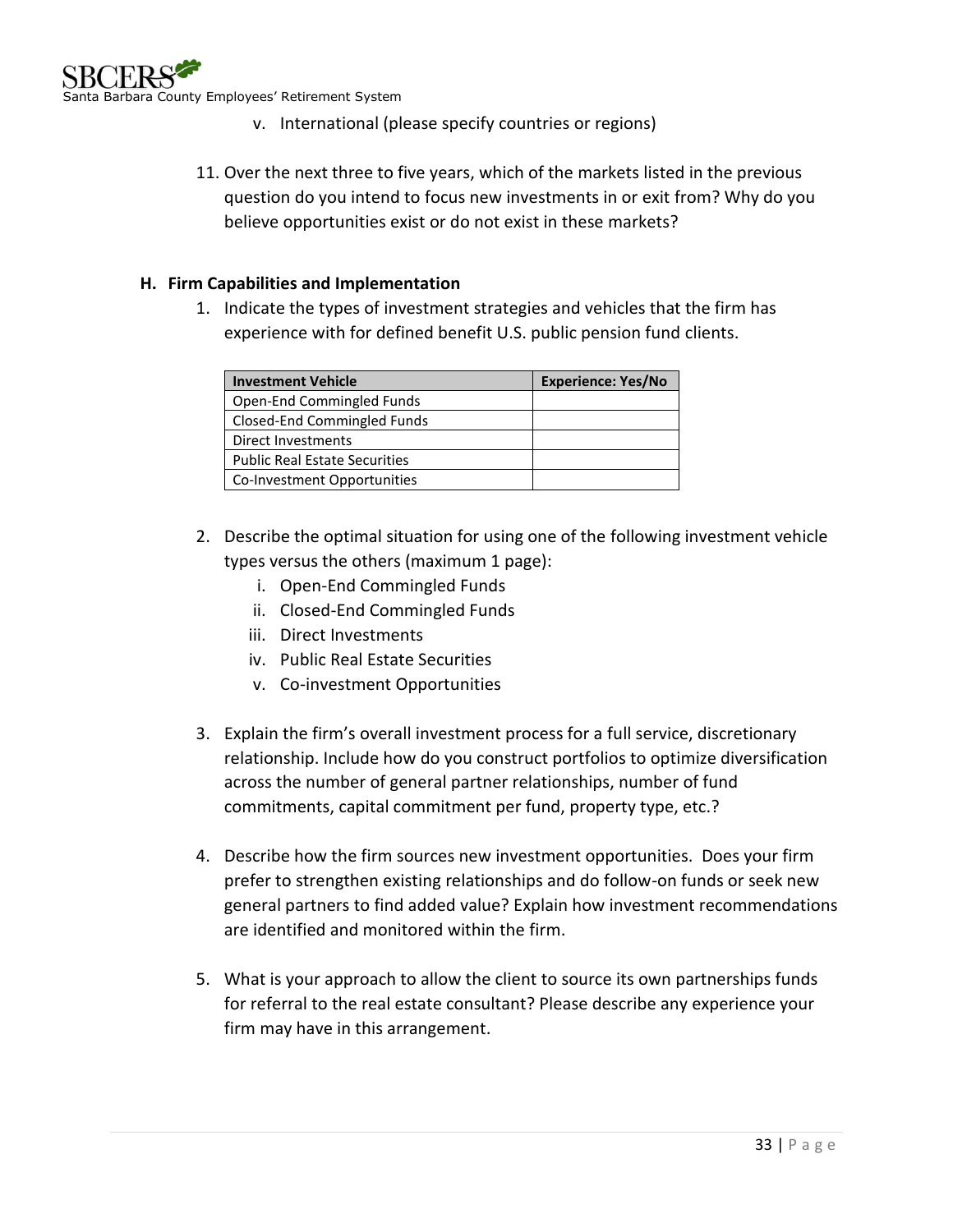v. International (please specify countries or regions)

11. Over the next three to five years, which of the markets listed in the previous question do you intend to focus new investments in or exit from? Why do you believe opportunities exist or do not exist in these markets?

**H. Firm Capabilities and Implementation**

1. Indicate the types of investment strategies and vehicles that the firm has experience with for defined benefit U.S. public pension fund clients.

| Investment Vehicle | Experience: Yes/No |
|---|---|
| Open-End Commingled Funds | |
| Closed-End Commingled Funds | |
| Direct Investments | |
| Public Real Estate Securities | |
| Co-Investment Opportunities | |

2. Describe the optimal situation for using one of the following investment vehicle types versus the others (maximum 1 page):
   i. Open-End Commingled Funds
   ii. Closed-End Commingled Funds
   iii. Direct Investments
   iv. Public Real Estate Securities
   v. Co-investment Opportunities

3. Explain the firm's overall investment process for a full service, discretionary relationship. Include how do you construct portfolios to optimize diversification across the number of general partner relationships, number of fund commitments, capital commitment per fund, property type, etc.?

4. Describe how the firm sources new investment opportunities. Does your firm prefer to strengthen existing relationships and do follow-on funds or seek new general partners to find added value? Explain how investment recommendations are identified and monitored within the firm.

5. What is your approach to allow the client to source its own partnerships funds for referral to the real estate consultant? Please describe any experience your firm may have in this arrangement.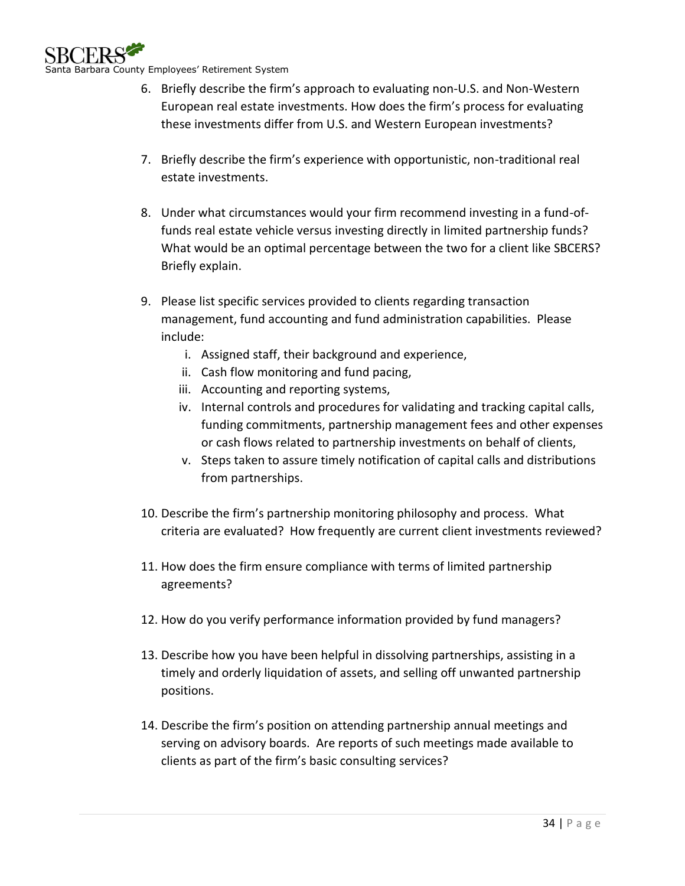6. Briefly describe the firm's approach to evaluating non-U.S. and Non-Western European real estate investments. How does the firm's process for evaluating these investments differ from U.S. and Western European investments?

7. Briefly describe the firm's experience with opportunistic, non-traditional real estate investments.

8. Under what circumstances would your firm recommend investing in a fund-of-funds real estate vehicle versus investing directly in limited partnership funds? What would be an optimal percentage between the two for a client like SBCERS? Briefly explain.

9. Please list specific services provided to clients regarding transaction management, fund accounting and fund administration capabilities. Please include:
   i. Assigned staff, their background and experience,
   ii. Cash flow monitoring and fund pacing,
   iii. Accounting and reporting systems,
   iv. Internal controls and procedures for validating and tracking capital calls, funding commitments, partnership management fees and other expenses or cash flows related to partnership investments on behalf of clients,
   v. Steps taken to assure timely notification of capital calls and distributions from partnerships.

10. Describe the firm's partnership monitoring philosophy and process. What criteria are evaluated? How frequently are current client investments reviewed?

11. How does the firm ensure compliance with terms of limited partnership agreements?

12. How do you verify performance information provided by fund managers?

13. Describe how you have been helpful in dissolving partnerships, assisting in a timely and orderly liquidation of assets, and selling off unwanted partnership positions.

14. Describe the firm's position on attending partnership annual meetings and serving on advisory boards. Are reports of such meetings made available to clients as part of the firm's basic consulting services?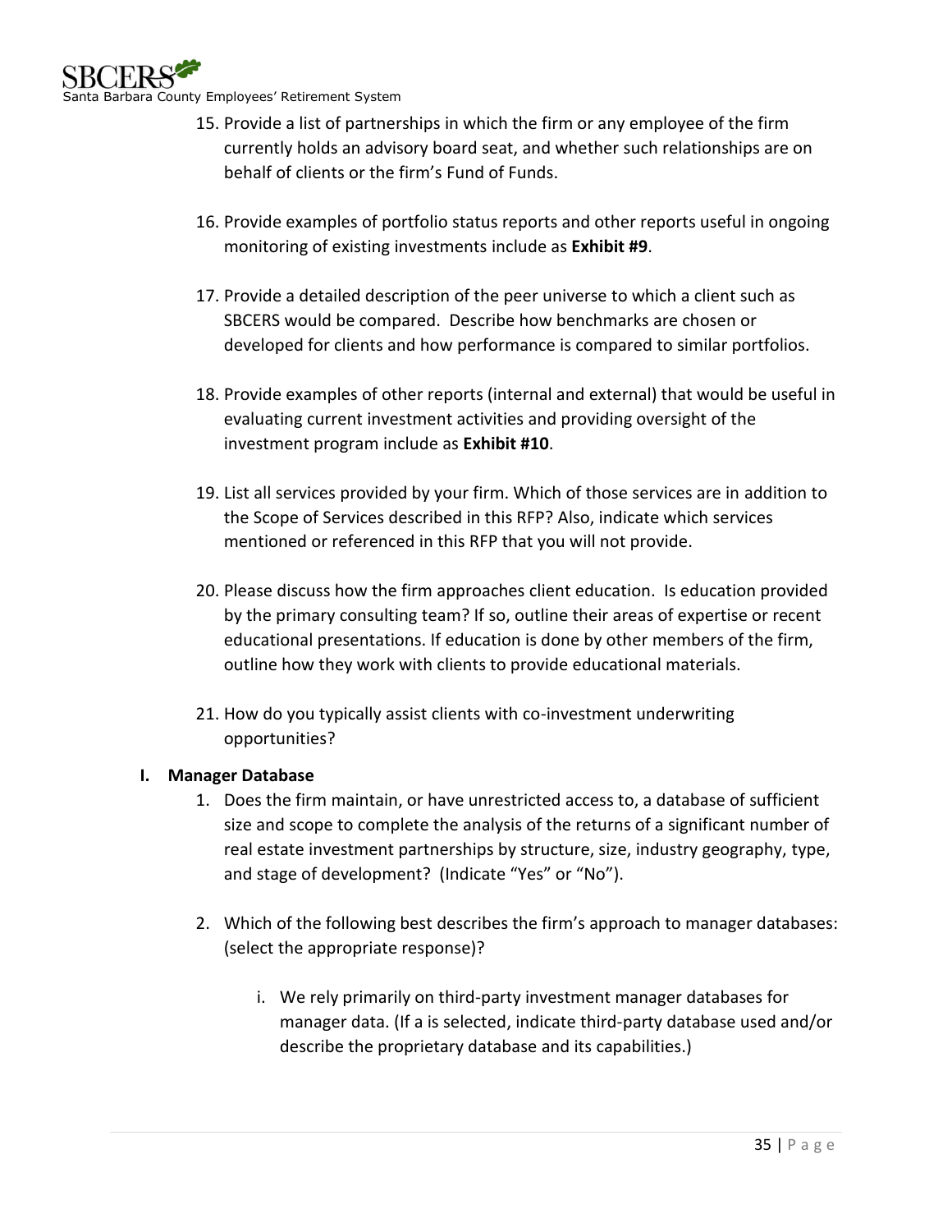15. Provide a list of partnerships in which the firm or any employee of the firm currently holds an advisory board seat, and whether such relationships are on behalf of clients or the firm's Fund of Funds.

16. Provide examples of portfolio status reports and other reports useful in ongoing monitoring of existing investments include as **Exhibit #9**.

17. Provide a detailed description of the peer universe to which a client such as SBCERS would be compared. Describe how benchmarks are chosen or developed for clients and how performance is compared to similar portfolios.

18. Provide examples of other reports (internal and external) that would be useful in evaluating current investment activities and providing oversight of the investment program include as **Exhibit #10**.

19. List all services provided by your firm. Which of those services are in addition to the Scope of Services described in this RFP? Also, indicate which services mentioned or referenced in this RFP that you will not provide.

20. Please discuss how the firm approaches client education. Is education provided by the primary consulting team? If so, outline their areas of expertise or recent educational presentations. If education is done by other members of the firm, outline how they work with clients to provide educational materials.

21. How do you typically assist clients with co-investment underwriting opportunities?

**I. Manager Database**

1. Does the firm maintain, or have unrestricted access to, a database of sufficient size and scope to complete the analysis of the returns of a significant number of real estate investment partnerships by structure, size, industry geography, type, and stage of development? (Indicate "Yes" or "No").

2. Which of the following best describes the firm's approach to manager databases: (select the appropriate response)?

   i. We rely primarily on third-party investment manager databases for manager data. (If a is selected, indicate third-party database used and/or describe the proprietary database and its capabilities.)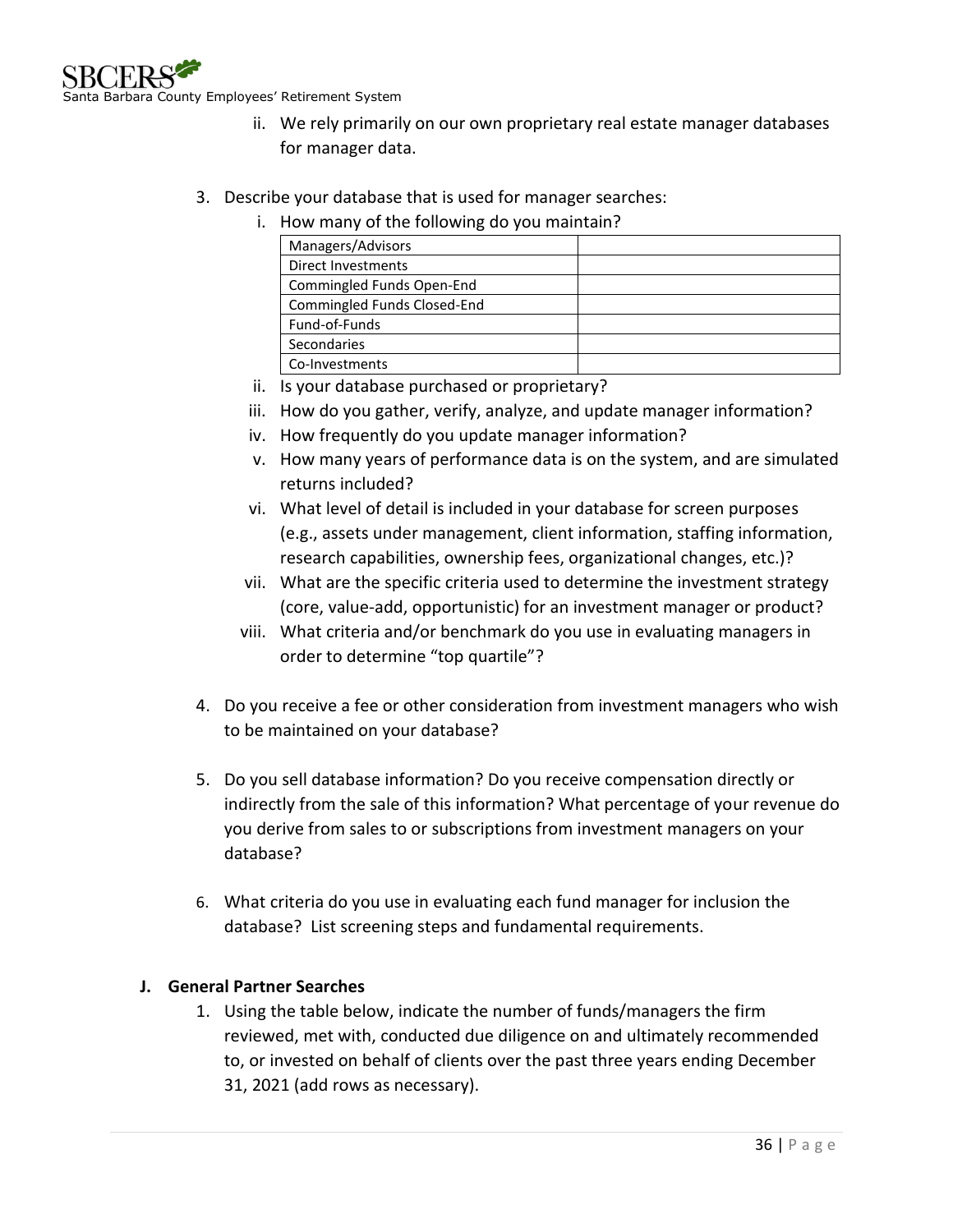ii. We rely primarily on our own proprietary real estate manager databases for manager data.

3. Describe your database that is used for manager searches:

   i. How many of the following do you maintain?

| Managers/Advisors | |
|---|---|
| Direct Investments | |
| Commingled Funds Open-End | |
| Commingled Funds Closed-End | |
| Fund-of-Funds | |
| Secondaries | |
| Co-Investments | |

   ii. Is your database purchased or proprietary?

   iii. How do you gather, verify, analyze, and update manager information?

   iv. How frequently do you update manager information?

   v. How many years of performance data is on the system, and are simulated returns included?

   vi. What level of detail is included in your database for screen purposes (e.g., assets under management, client information, staffing information, research capabilities, ownership fees, organizational changes, etc.)?

   vii. What are the specific criteria used to determine the investment strategy (core, value-add, opportunistic) for an investment manager or product?

   viii. What criteria and/or benchmark do you use in evaluating managers in order to determine "top quartile"?

4. Do you receive a fee or other consideration from investment managers who wish to be maintained on your database?

5. Do you sell database information? Do you receive compensation directly or indirectly from the sale of this information? What percentage of your revenue do you derive from sales to or subscriptions from investment managers on your database?

6. What criteria do you use in evaluating each fund manager for inclusion the database? List screening steps and fundamental requirements.

**J. General Partner Searches**

1. Using the table below, indicate the number of funds/managers the firm reviewed, met with, conducted due diligence on and ultimately recommended to, or invested on behalf of clients over the past three years ending December 31, 2021 (add rows as necessary).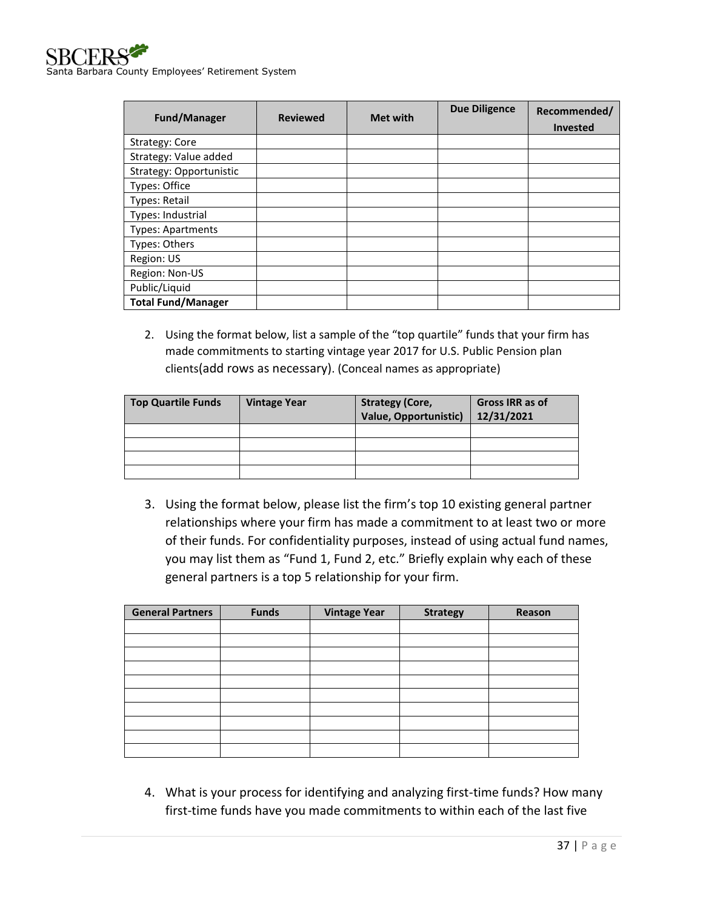| Fund/Manager | Reviewed | Met with | Due Diligence | Recommended/ Invested |
|---|---|---|---|---|
| Strategy: Core | | | | |
| Strategy: Value added | | | | |
| Strategy: Opportunistic | | | | |
| Types: Office | | | | |
| Types: Retail | | | | |
| Types: Industrial | | | | |
| Types: Apartments | | | | |
| Types: Others | | | | |
| Region: US | | | | |
| Region: Non-US | | | | |
| Public/Liquid | | | | |
| **Total Fund/Manager** | | | | |

2. Using the format below, list a sample of the "top quartile" funds that your firm has made commitments to starting vintage year 2017 for U.S. Public Pension plan clients(add rows as necessary). (Conceal names as appropriate)

| Top Quartile Funds | Vintage Year | Strategy (Core, Value, Opportunistic) | Gross IRR as of 12/31/2021 |
|---|---|---|---|
| | | | |
| | | | |
| | | | |
| | | | |

3. Using the format below, please list the firm's top 10 existing general partner relationships where your firm has made a commitment to at least two or more of their funds. For confidentiality purposes, instead of using actual fund names, you may list them as "Fund 1, Fund 2, etc." Briefly explain why each of these general partners is a top 5 relationship for your firm.

| General Partners | Funds | Vintage Year | Strategy | Reason |
|---|---|---|---|---|
| | | | | |
| | | | | |
| | | | | |
| | | | | |
| | | | | |
| | | | | |
| | | | | |
| | | | | |
| | | | | |
| | | | | |

4. What is your process for identifying and analyzing first-time funds? How many first-time funds have you made commitments to within each of the last five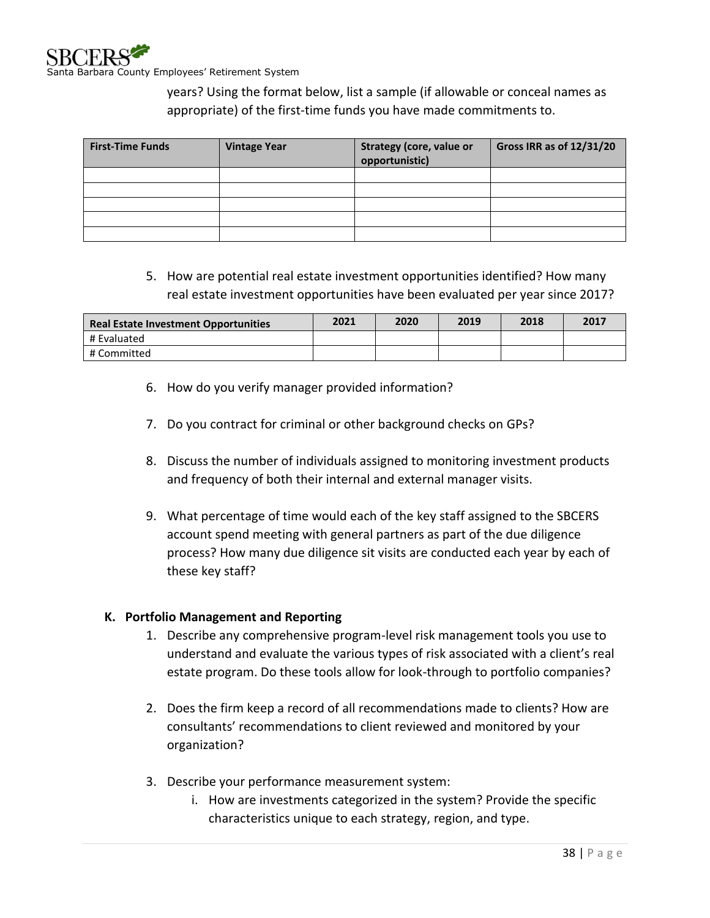years? Using the format below, list a sample (if allowable or conceal names as appropriate) of the first-time funds you have made commitments to.

| First-Time Funds | Vintage Year | Strategy (core, value or opportunistic) | Gross IRR as of 12/31/20 |
|---|---|---|---|
| | | | |
| | | | |
| | | | |
| | | | |
| | | | |

5. How are potential real estate investment opportunities identified? How many real estate investment opportunities have been evaluated per year since 2017?

| Real Estate Investment Opportunities | 2021 | 2020 | 2019 | 2018 | 2017 |
|---|---|---|---|---|---|
| # Evaluated | | | | | |
| # Committed | | | | | |

6. How do you verify manager provided information?

7. Do you contract for criminal or other background checks on GPs?

8. Discuss the number of individuals assigned to monitoring investment products and frequency of both their internal and external manager visits.

9. What percentage of time would each of the key staff assigned to the SBCERS account spend meeting with general partners as part of the due diligence process? How many due diligence sit visits are conducted each year by each of these key staff?

### K. Portfolio Management and Reporting

1. Describe any comprehensive program-level risk management tools you use to understand and evaluate the various types of risk associated with a client's real estate program. Do these tools allow for look-through to portfolio companies?

2. Does the firm keep a record of all recommendations made to clients? How are consultants' recommendations to client reviewed and monitored by your organization?

3. Describe your performance measurement system:
   i. How are investments categorized in the system? Provide the specific characteristics unique to each strategy, region, and type.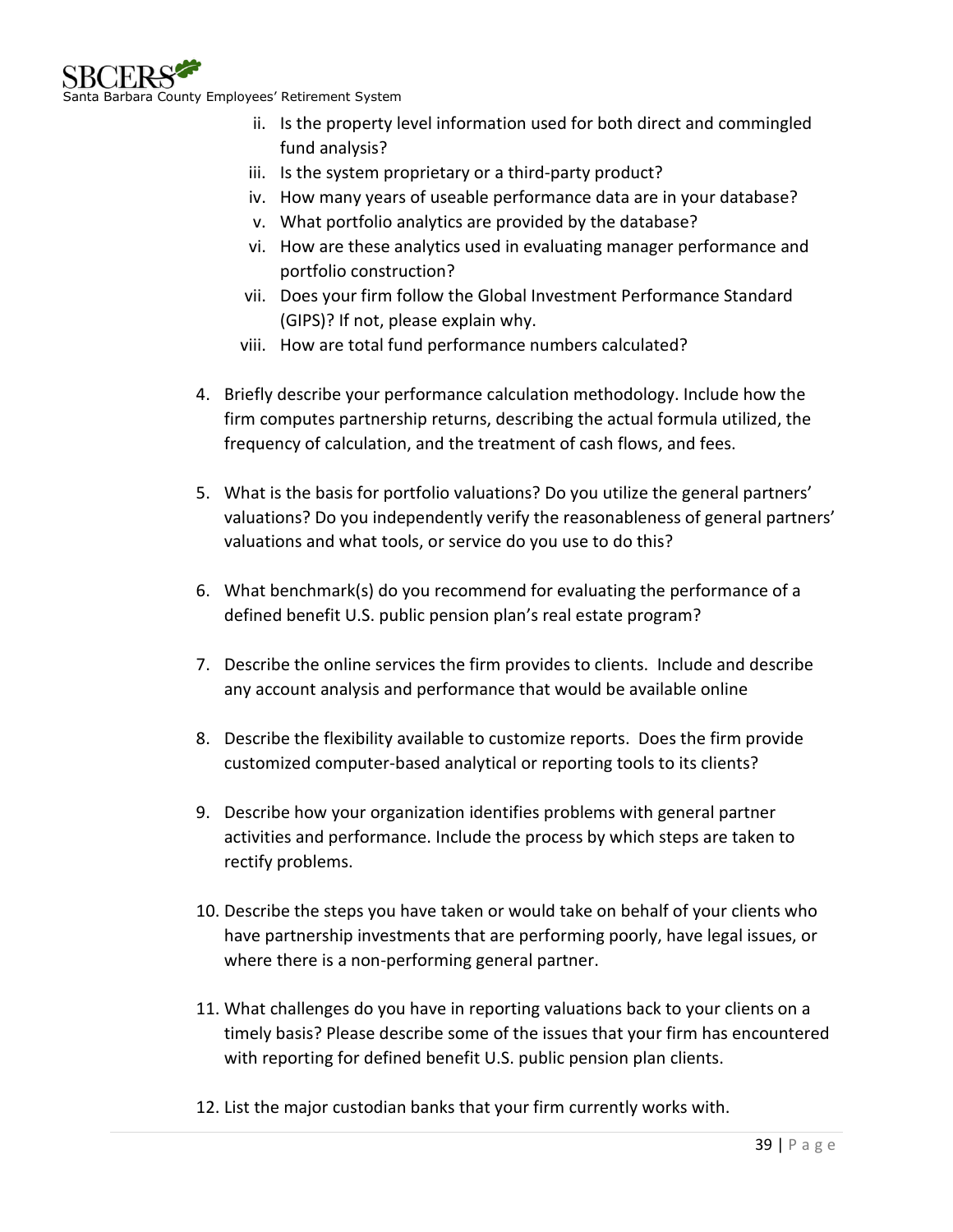ii. Is the property level information used for both direct and commingled fund analysis?
   iii. Is the system proprietary or a third-party product?
   iv. How many years of useable performance data are in your database?
   v. What portfolio analytics are provided by the database?
   vi. How are these analytics used in evaluating manager performance and portfolio construction?
   vii. Does your firm follow the Global Investment Performance Standard (GIPS)? If not, please explain why.
   viii. How are total fund performance numbers calculated?

4. Briefly describe your performance calculation methodology. Include how the firm computes partnership returns, describing the actual formula utilized, the frequency of calculation, and the treatment of cash flows, and fees.

5. What is the basis for portfolio valuations? Do you utilize the general partners' valuations? Do you independently verify the reasonableness of general partners' valuations and what tools, or service do you use to do this?

6. What benchmark(s) do you recommend for evaluating the performance of a defined benefit U.S. public pension plan's real estate program?

7. Describe the online services the firm provides to clients. Include and describe any account analysis and performance that would be available online

8. Describe the flexibility available to customize reports. Does the firm provide customized computer-based analytical or reporting tools to its clients?

9. Describe how your organization identifies problems with general partner activities and performance. Include the process by which steps are taken to rectify problems.

10. Describe the steps you have taken or would take on behalf of your clients who have partnership investments that are performing poorly, have legal issues, or where there is a non-performing general partner.

11. What challenges do you have in reporting valuations back to your clients on a timely basis? Please describe some of the issues that your firm has encountered with reporting for defined benefit U.S. public pension plan clients.

12. List the major custodian banks that your firm currently works with.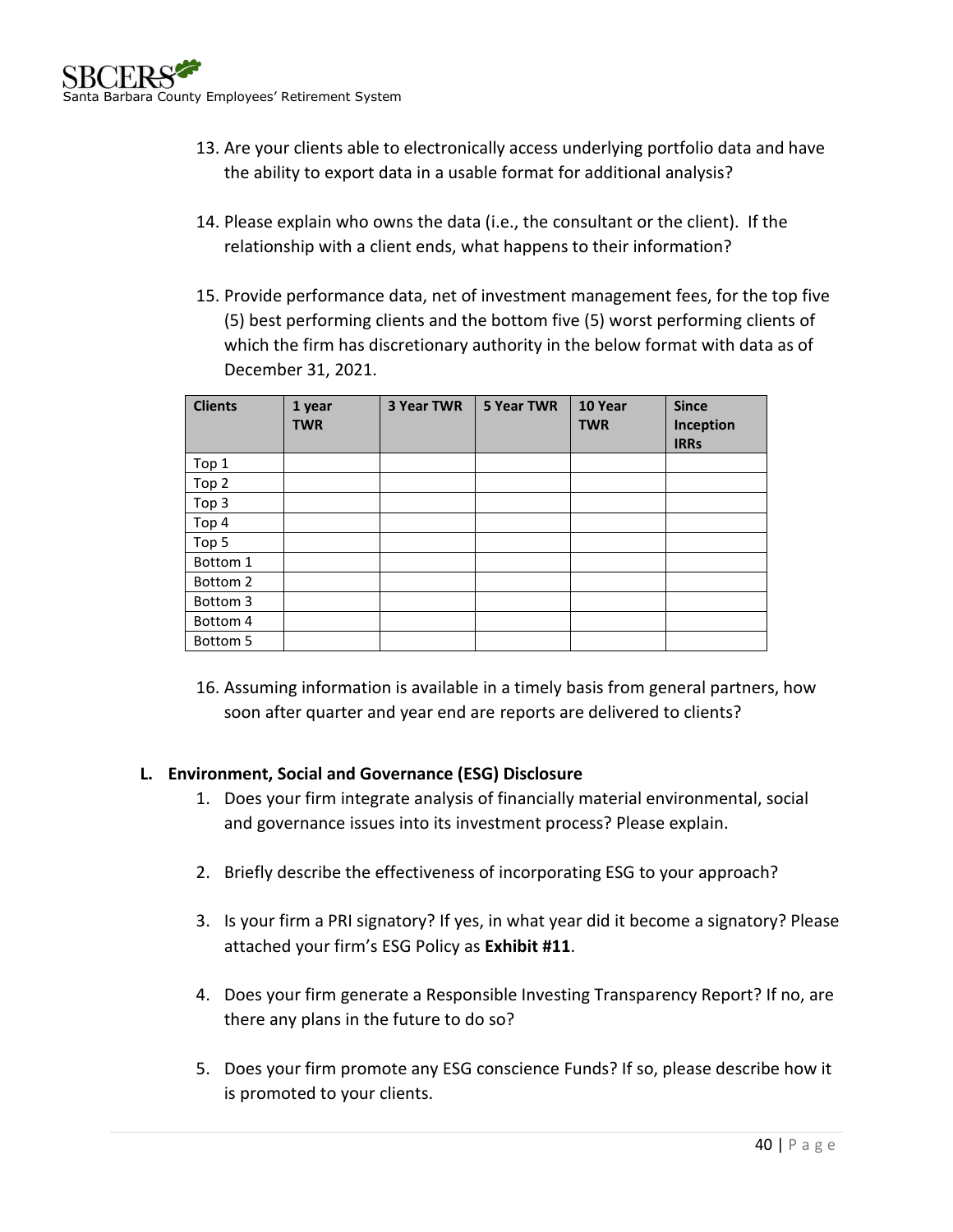13. Are your clients able to electronically access underlying portfolio data and have the ability to export data in a usable format for additional analysis?

14. Please explain who owns the data (i.e., the consultant or the client). If the relationship with a client ends, what happens to their information?

15. Provide performance data, net of investment management fees, for the top five (5) best performing clients and the bottom five (5) worst performing clients of which the firm has discretionary authority in the below format with data as of December 31, 2021.

| Clients | 1 year TWR | 3 Year TWR | 5 Year TWR | 10 Year TWR | Since Inception IRRs |
|---|---|---|---|---|---|
| Top 1 | | | | | |
| Top 2 | | | | | |
| Top 3 | | | | | |
| Top 4 | | | | | |
| Top 5 | | | | | |
| Bottom 1 | | | | | |
| Bottom 2 | | | | | |
| Bottom 3 | | | | | |
| Bottom 4 | | | | | |
| Bottom 5 | | | | | |

16. Assuming information is available in a timely basis from general partners, how soon after quarter and year end are reports are delivered to clients?

## L. Environment, Social and Governance (ESG) Disclosure

1. Does your firm integrate analysis of financially material environmental, social and governance issues into its investment process? Please explain.

2. Briefly describe the effectiveness of incorporating ESG to your approach?

3. Is your firm a PRI signatory? If yes, in what year did it become a signatory? Please attached your firm's ESG Policy as **Exhibit #11**.

4. Does your firm generate a Responsible Investing Transparency Report? If no, are there any plans in the future to do so?

5. Does your firm promote any ESG conscience Funds? If so, please describe how it is promoted to your clients.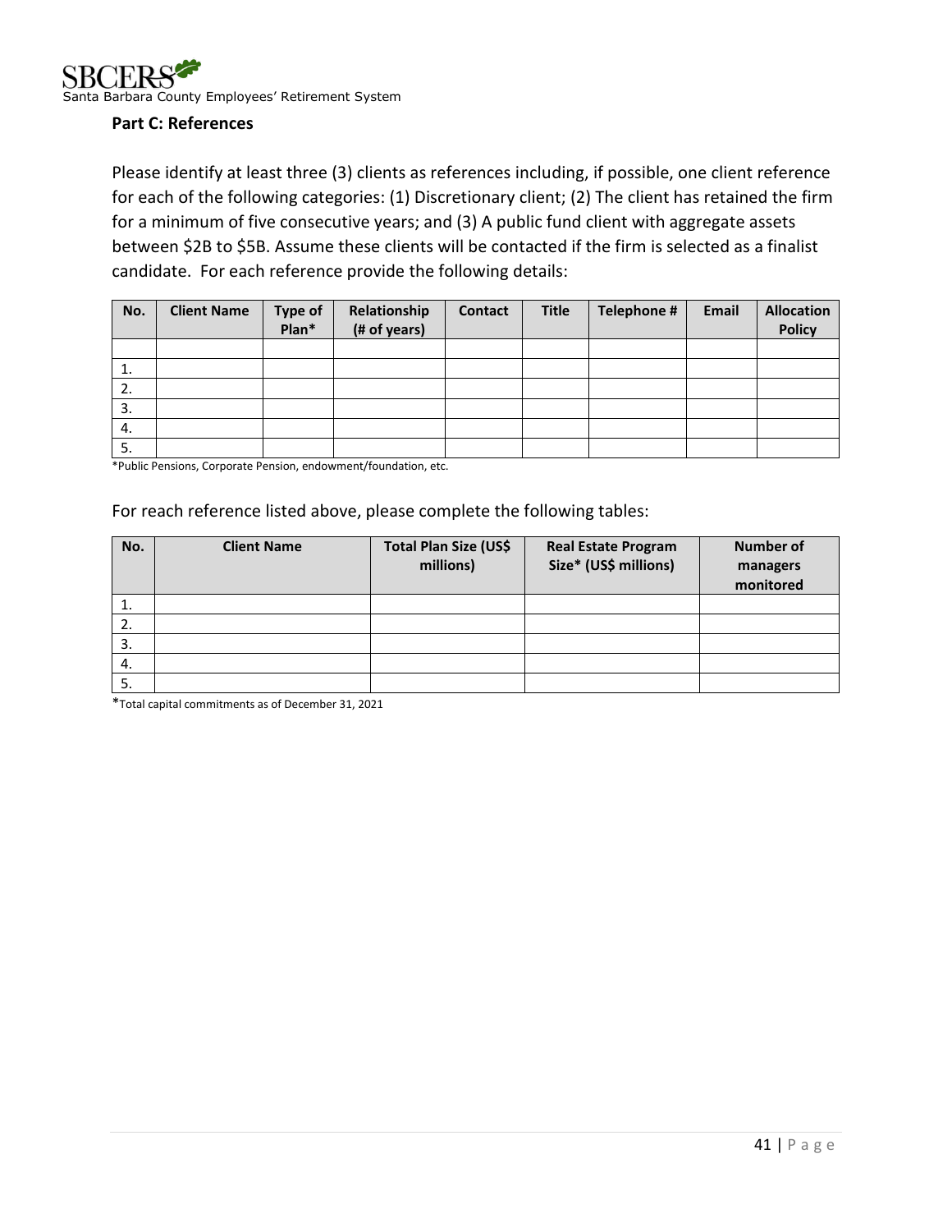**Part C: References**

Please identify at least three (3) clients as references including, if possible, one client reference for each of the following categories: (1) Discretionary client; (2) The client has retained the firm for a minimum of five consecutive years; and (3) A public fund client with aggregate assets between $2B to $5B. Assume these clients will be contacted if the firm is selected as a finalist candidate. For each reference provide the following details:

| No. | Client Name | Type of Plan* | Relationship (# of years) | Contact | Title | Telephone # | Email | Allocation Policy |
|---|---|---|---|---|---|---|---|---|
| | | | | | | | | |
| 1. | | | | | | | | |
| 2. | | | | | | | | |
| 3. | | | | | | | | |
| 4. | | | | | | | | |
| 5. | | | | | | | | |

*Public Pensions, Corporate Pension, endowment/foundation, etc.

For reach reference listed above, please complete the following tables:

| No. | Client Name | Total Plan Size (US$ millions) | Real Estate Program Size* (US$ millions) | Number of managers monitored |
|---|---|---|---|---|
| 1. | | | | |
| 2. | | | | |
| 3. | | | | |
| 4. | | | | |
| 5. | | | | |

*Total capital commitments as of December 31, 2021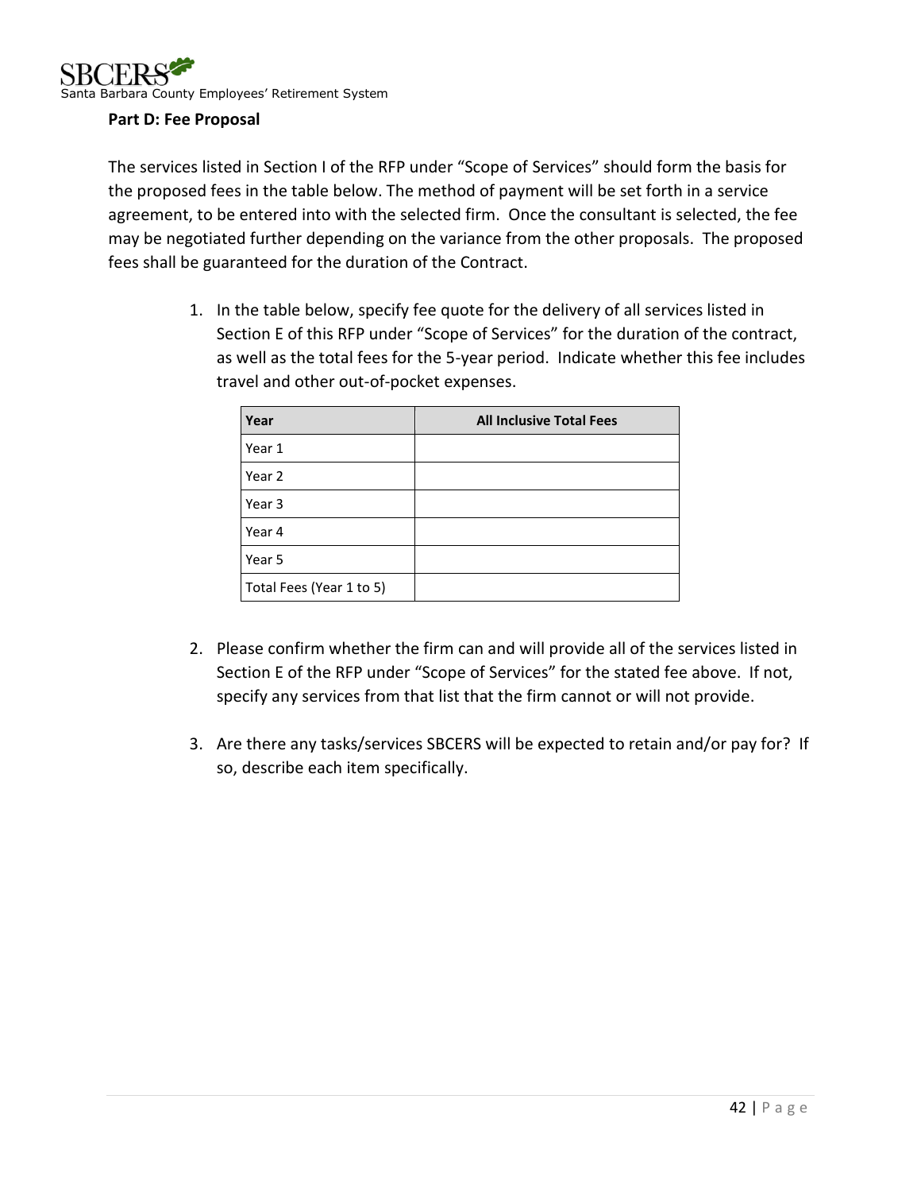## Part D: Fee Proposal

The services listed in Section I of the RFP under "Scope of Services" should form the basis for the proposed fees in the table below. The method of payment will be set forth in a service agreement, to be entered into with the selected firm. Once the consultant is selected, the fee may be negotiated further depending on the variance from the other proposals. The proposed fees shall be guaranteed for the duration of the Contract.

1. In the table below, specify fee quote for the delivery of all services listed in Section E of this RFP under "Scope of Services" for the duration of the contract, as well as the total fees for the 5-year period. Indicate whether this fee includes travel and other out-of-pocket expenses.

| Year | All Inclusive Total Fees |
|---|---|
| Year 1 | |
| Year 2 | |
| Year 3 | |
| Year 4 | |
| Year 5 | |
| Total Fees (Year 1 to 5) | |

2. Please confirm whether the firm can and will provide all of the services listed in Section E of the RFP under "Scope of Services" for the stated fee above. If not, specify any services from that list that the firm cannot or will not provide.

3. Are there any tasks/services SBCERS will be expected to retain and/or pay for? If so, describe each item specifically.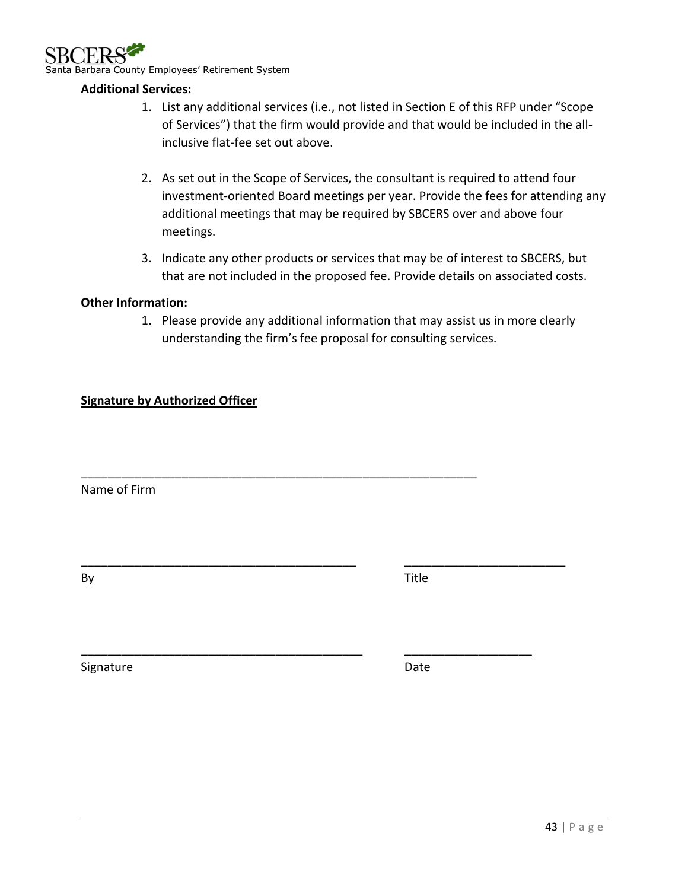**Additional Services:**

1. List any additional services (i.e., not listed in Section E of this RFP under "Scope of Services") that the firm would provide and that would be included in the all-inclusive flat-fee set out above.

2. As set out in the Scope of Services, the consultant is required to attend four investment-oriented Board meetings per year. Provide the fees for attending any additional meetings that may be required by SBCERS over and above four meetings.

3. Indicate any other products or services that may be of interest to SBCERS, but that are not included in the proposed fee. Provide details on associated costs.

**Other Information:**

1. Please provide any additional information that may assist us in more clearly understanding the firm's fee proposal for consulting services.

**Signature by Authorized Officer**

_____________________________________________________________

Name of Firm

__________________________________________ ________________________

By Title

___________________________________________ ___________________

Signature Date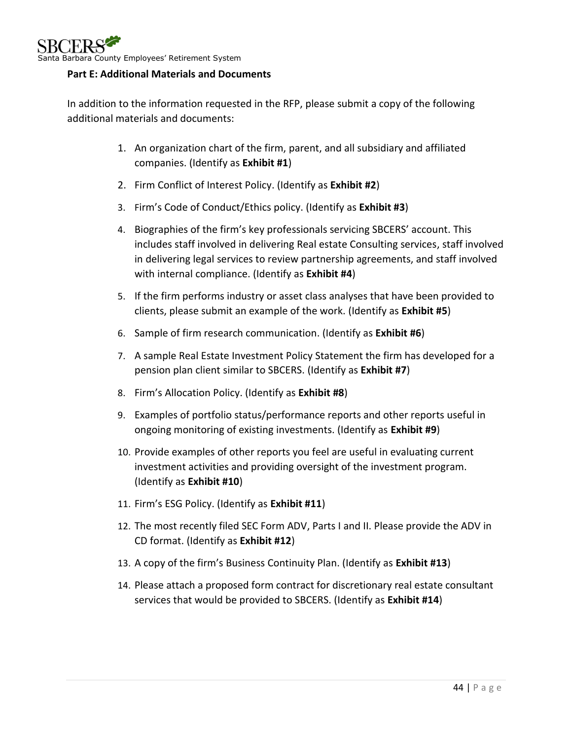**Part E: Additional Materials and Documents**

In addition to the information requested in the RFP, please submit a copy of the following additional materials and documents:

1. An organization chart of the firm, parent, and all subsidiary and affiliated companies. (Identify as **Exhibit #1**)
2. Firm Conflict of Interest Policy. (Identify as **Exhibit #2**)
3. Firm's Code of Conduct/Ethics policy. (Identify as **Exhibit #3**)
4. Biographies of the firm's key professionals servicing SBCERS' account. This includes staff involved in delivering Real estate Consulting services, staff involved in delivering legal services to review partnership agreements, and staff involved with internal compliance. (Identify as **Exhibit #4**)
5. If the firm performs industry or asset class analyses that have been provided to clients, please submit an example of the work. (Identify as **Exhibit #5**)
6. Sample of firm research communication. (Identify as **Exhibit #6**)
7. A sample Real Estate Investment Policy Statement the firm has developed for a pension plan client similar to SBCERS. (Identify as **Exhibit #7**)
8. Firm's Allocation Policy. (Identify as **Exhibit #8**)
9. Examples of portfolio status/performance reports and other reports useful in ongoing monitoring of existing investments. (Identify as **Exhibit #9**)
10. Provide examples of other reports you feel are useful in evaluating current investment activities and providing oversight of the investment program. (Identify as **Exhibit #10**)
11. Firm's ESG Policy. (Identify as **Exhibit #11**)
12. The most recently filed SEC Form ADV, Parts I and II. Please provide the ADV in CD format. (Identify as **Exhibit #12**)
13. A copy of the firm's Business Continuity Plan. (Identify as **Exhibit #13**)
14. Please attach a proposed form contract for discretionary real estate consultant services that would be provided to SBCERS. (Identify as **Exhibit #14**)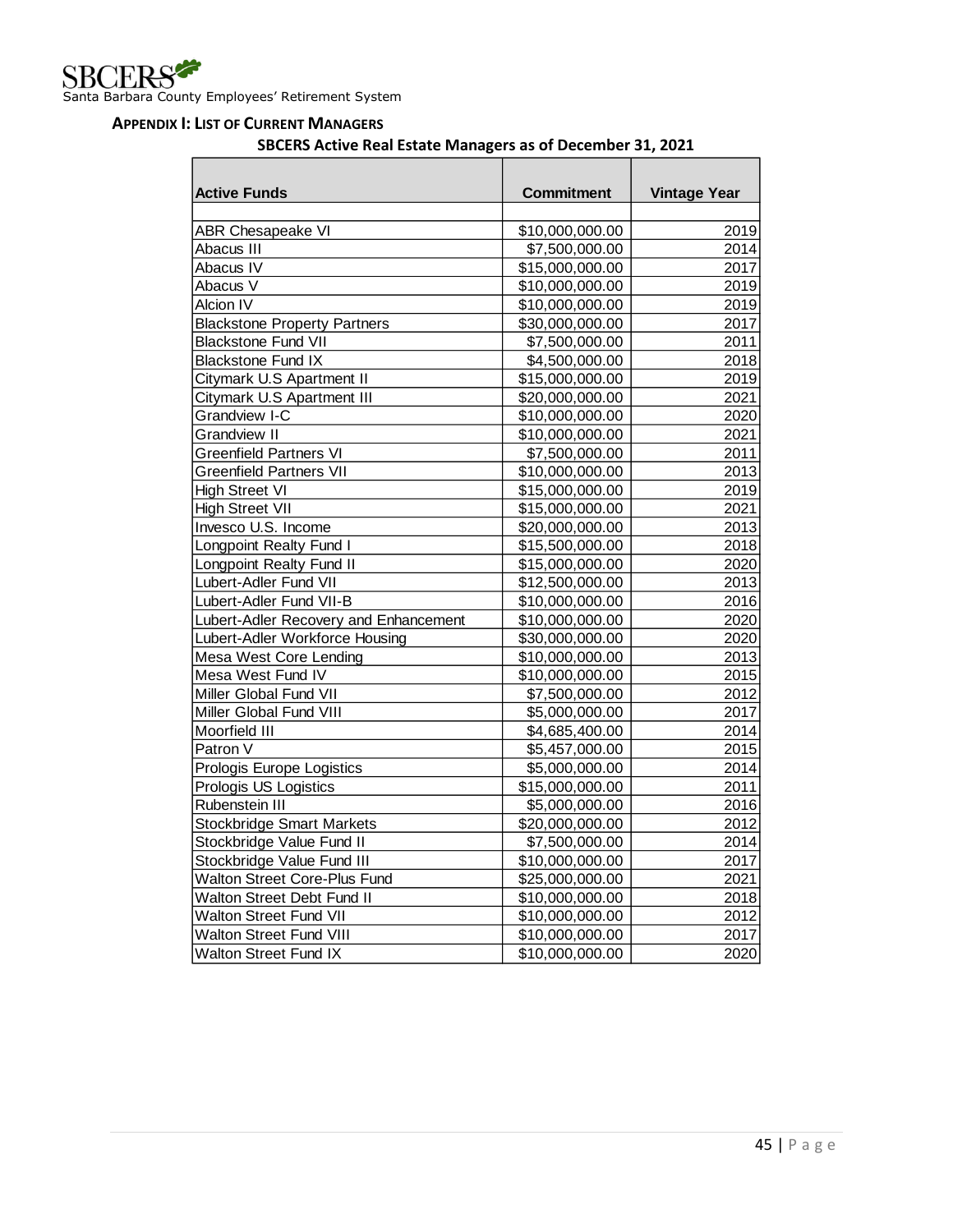## Appendix I: List of Current Managers

**SBCERS Active Real Estate Managers as of December 31, 2021**

| Active Funds | Commitment | Vintage Year |
|---|---|---|
| ABR Chesapeake VI | $10,000,000.00 | 2019 |
| Abacus III | $7,500,000.00 | 2014 |
| Abacus IV | $15,000,000.00 | 2017 |
| Abacus V | $10,000,000.00 | 2019 |
| Alcion IV | $10,000,000.00 | 2019 |
| Blackstone Property Partners | $30,000,000.00 | 2017 |
| Blackstone Fund VII | $7,500,000.00 | 2011 |
| Blackstone Fund IX | $4,500,000.00 | 2018 |
| Citymark U.S Apartment II | $15,000,000.00 | 2019 |
| Citymark U.S Apartment III | $20,000,000.00 | 2021 |
| Grandview I-C | $10,000,000.00 | 2020 |
| Grandview II | $10,000,000.00 | 2021 |
| Greenfield Partners VI | $7,500,000.00 | 2011 |
| Greenfield Partners VII | $10,000,000.00 | 2013 |
| High Street VI | $15,000,000.00 | 2019 |
| High Street VII | $15,000,000.00 | 2021 |
| Invesco U.S. Income | $20,000,000.00 | 2013 |
| Longpoint Realty Fund I | $15,500,000.00 | 2018 |
| Longpoint Realty Fund II | $15,000,000.00 | 2020 |
| Lubert-Adler Fund VII | $12,500,000.00 | 2013 |
| Lubert-Adler Fund VII-B | $10,000,000.00 | 2016 |
| Lubert-Adler Recovery and Enhancement | $10,000,000.00 | 2020 |
| Lubert-Adler Workforce Housing | $30,000,000.00 | 2020 |
| Mesa West Core Lending | $10,000,000.00 | 2013 |
| Mesa West Fund IV | $10,000,000.00 | 2015 |
| Miller Global Fund VII | $7,500,000.00 | 2012 |
| Miller Global Fund VIII | $5,000,000.00 | 2017 |
| Moorfield III | $4,685,400.00 | 2014 |
| Patron V | $5,457,000.00 | 2015 |
| Prologis Europe Logistics | $5,000,000.00 | 2014 |
| Prologis US Logistics | $15,000,000.00 | 2011 |
| Rubenstein III | $5,000,000.00 | 2016 |
| Stockbridge Smart Markets | $20,000,000.00 | 2012 |
| Stockbridge Value Fund II | $7,500,000.00 | 2014 |
| Stockbridge Value Fund III | $10,000,000.00 | 2017 |
| Walton Street Core-Plus Fund | $25,000,000.00 | 2021 |
| Walton Street Debt Fund II | $10,000,000.00 | 2018 |
| Walton Street Fund VII | $10,000,000.00 | 2012 |
| Walton Street Fund VIII | $10,000,000.00 | 2017 |
| Walton Street Fund IX | $10,000,000.00 | 2020 |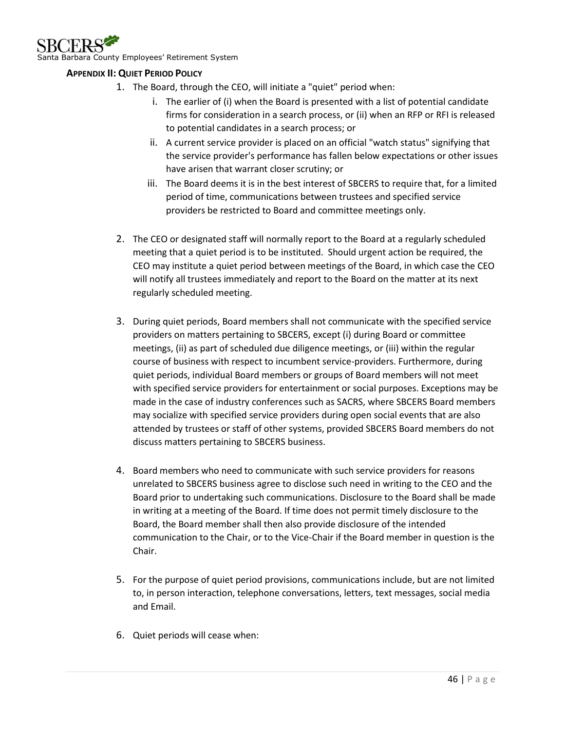### APPENDIX II: QUIET PERIOD POLICY

1. The Board, through the CEO, will initiate a "quiet" period when:
   i. The earlier of (i) when the Board is presented with a list of potential candidate firms for consideration in a search process, or (ii) when an RFP or RFI is released to potential candidates in a search process; or
   ii. A current service provider is placed on an official "watch status" signifying that the service provider's performance has fallen below expectations or other issues have arisen that warrant closer scrutiny; or
   iii. The Board deems it is in the best interest of SBCERS to require that, for a limited period of time, communications between trustees and specified service providers be restricted to Board and committee meetings only.

2. The CEO or designated staff will normally report to the Board at a regularly scheduled meeting that a quiet period is to be instituted. Should urgent action be required, the CEO may institute a quiet period between meetings of the Board, in which case the CEO will notify all trustees immediately and report to the Board on the matter at its next regularly scheduled meeting.

3. During quiet periods, Board members shall not communicate with the specified service providers on matters pertaining to SBCERS, except (i) during Board or committee meetings, (ii) as part of scheduled due diligence meetings, or (iii) within the regular course of business with respect to incumbent service-providers. Furthermore, during quiet periods, individual Board members or groups of Board members will not meet with specified service providers for entertainment or social purposes. Exceptions may be made in the case of industry conferences such as SACRS, where SBCERS Board members may socialize with specified service providers during open social events that are also attended by trustees or staff of other systems, provided SBCERS Board members do not discuss matters pertaining to SBCERS business.

4. Board members who need to communicate with such service providers for reasons unrelated to SBCERS business agree to disclose such need in writing to the CEO and the Board prior to undertaking such communications. Disclosure to the Board shall be made in writing at a meeting of the Board. If time does not permit timely disclosure to the Board, the Board member shall then also provide disclosure of the intended communication to the Chair, or to the Vice-Chair if the Board member in question is the Chair.

5. For the purpose of quiet period provisions, communications include, but are not limited to, in person interaction, telephone conversations, letters, text messages, social media and Email.

6. Quiet periods will cease when: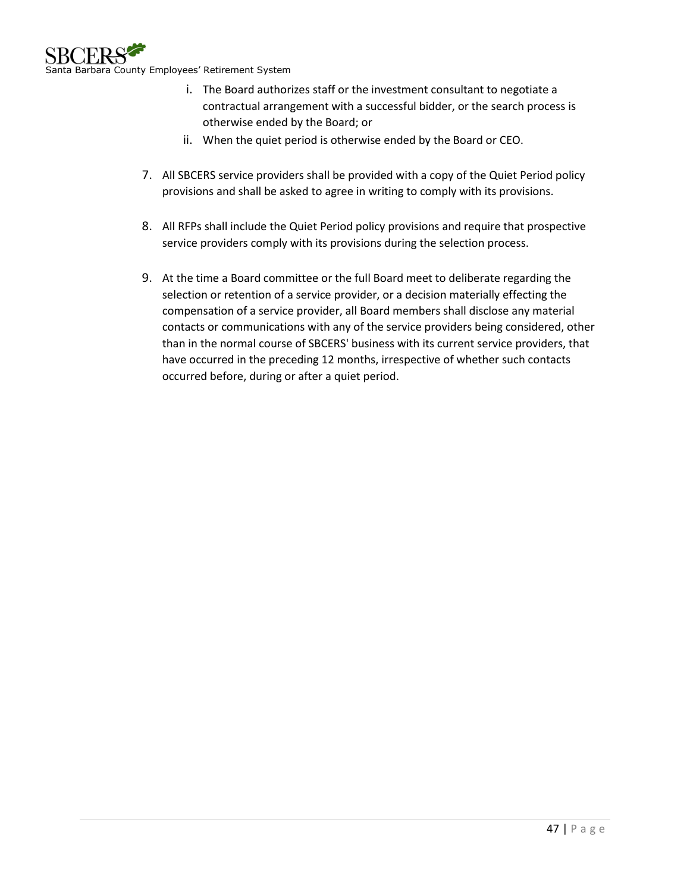i. The Board authorizes staff or the investment consultant to negotiate a contractual arrangement with a successful bidder, or the search process is otherwise ended by the Board; or
   ii. When the quiet period is otherwise ended by the Board or CEO.

7. All SBCERS service providers shall be provided with a copy of the Quiet Period policy provisions and shall be asked to agree in writing to comply with its provisions.

8. All RFPs shall include the Quiet Period policy provisions and require that prospective service providers comply with its provisions during the selection process.

9. At the time a Board committee or the full Board meet to deliberate regarding the selection or retention of a service provider, or a decision materially effecting the compensation of a service provider, all Board members shall disclose any material contacts or communications with any of the service providers being considered, other than in the normal course of SBCERS' business with its current service providers, that have occurred in the preceding 12 months, irrespective of whether such contacts occurred before, during or after a quiet period.